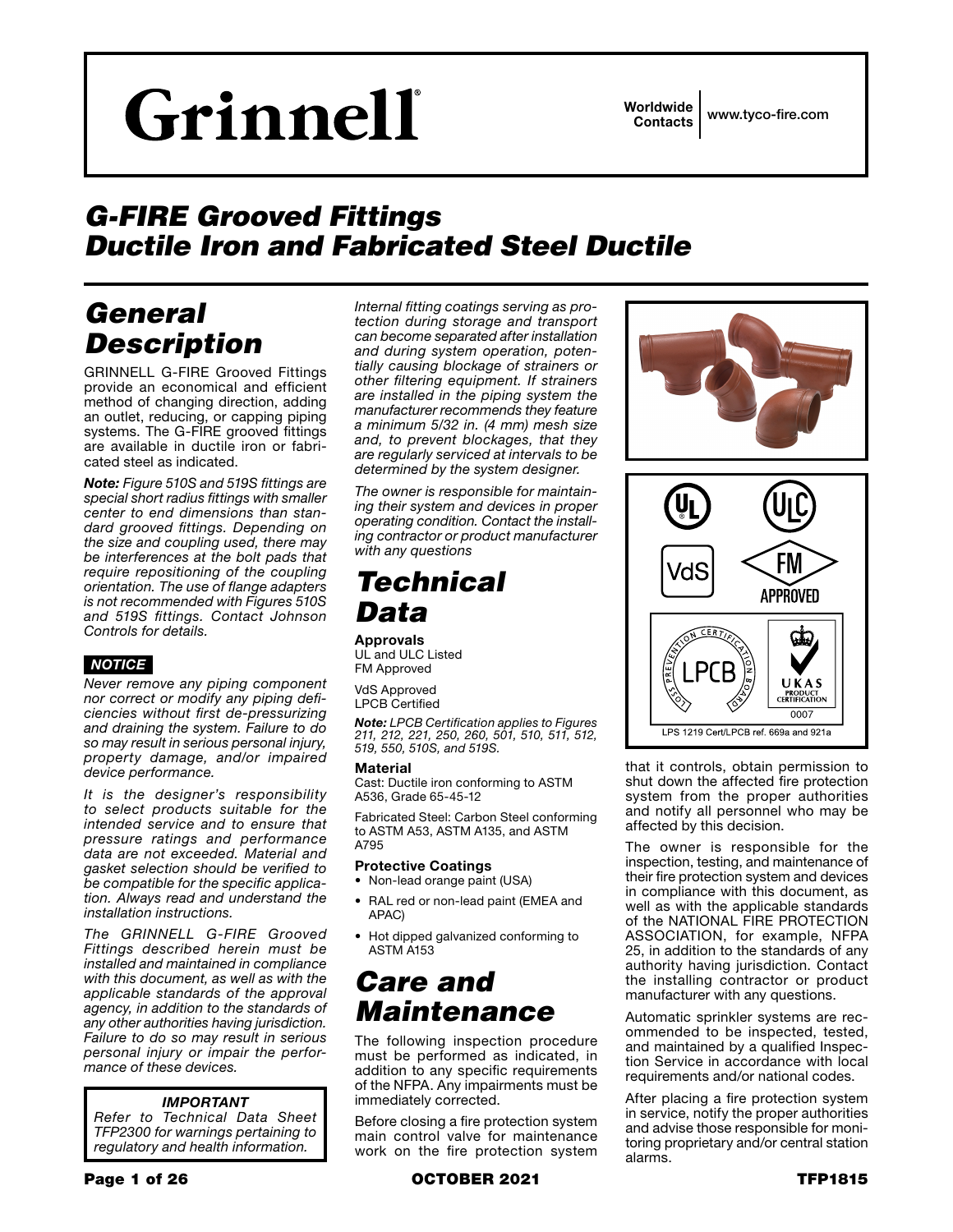# Grinnell

Worldwide Contacts | www.tyco-fire.com

# G-FIRE Grooved Fittings Ductile Iron and Fabricated Steel Ductile

## General Description

GRINNELL G-FIRE Grooved Fittings provide an economical and efficient method of changing direction, adding an outlet, reducing, or capping piping systems. The G-FIRE grooved fittings are available in ductile iron or fabricated steel as indicated.

***Note:** Figure 510S and 519S fittings are special short radius fittings with smaller center to end dimensions than standard grooved fittings. Depending on the size and coupling used, there may be interferences at the bolt pads that require repositioning of the coupling orientation. The use of flange adapters is not recommended with Figures 510S and 519S fittings. Contact Johnson Controls for details.*

***NOTICE***

*Never remove any piping component nor correct or modify any piping deficiencies without first de-pressurizing and draining the system. Failure to do so may result in serious personal injury, property damage, and/or impaired device performance.*

*It is the designer's responsibility to select products suitable for the intended service and to ensure that pressure ratings and performance data are not exceeded. Material and gasket selection should be verified to be compatible for the specific application. Always read and understand the installation instructions.*

*The GRINNELL G-FIRE Grooved Fittings described herein must be installed and maintained in compliance with this document, as well as with the applicable standards of the approval agency, in addition to the standards of any other authorities having jurisdiction. Failure to do so may result in serious personal injury or impair the performance of these devices.*

***IMPORTANT***

*Refer to Technical Data Sheet TFP2300 for warnings pertaining to regulatory and health information.*

*Internal fitting coatings serving as protection during storage and transport can become separated after installation and during system operation, potentially causing blockage of strainers or other filtering equipment. If strainers are installed in the piping system the manufacturer recommends they feature a minimum 5/32 in. (4 mm) mesh size and, to prevent blockages, that they are regularly serviced at intervals to be determined by the system designer.*

*The owner is responsible for maintaining their system and devices in proper operating condition. Contact the installing contractor or product manufacturer with any questions*

## Technical Data

**Approvals**
UL and ULC Listed
FM Approved

VdS Approved
LPCB Certified

***Note:** LPCB Certification applies to Figures 211, 212, 221, 250, 260, 501, 510, 511, 512, 519, 550, 510S, and 519S.*

**Material**
Cast: Ductile iron conforming to ASTM A536, Grade 65-45-12

Fabricated Steel: Carbon Steel conforming to ASTM A53, ASTM A135, and ASTM A795

**Protective Coatings**
- Non-lead orange paint (USA)
- RAL red or non-lead paint (EMEA and APAC)
- Hot dipped galvanized conforming to ASTM A153

## Care and Maintenance

The following inspection procedure must be performed as indicated, in addition to any specific requirements of the NFPA. Any impairments must be immediately corrected.

Before closing a fire protection system main control valve for maintenance work on the fire protection system that it controls, obtain permission to shut down the affected fire protection system from the proper authorities and notify all personnel who may be affected by this decision.

The owner is responsible for the inspection, testing, and maintenance of their fire protection system and devices in compliance with this document, as well as with the applicable standards of the NATIONAL FIRE PROTECTION ASSOCIATION, for example, NFPA 25, in addition to the standards of any authority having jurisdiction. Contact the installing contractor or product manufacturer with any questions.

Automatic sprinkler systems are recommended to be inspected, tested, and maintained by a qualified Inspection Service in accordance with local requirements and/or national codes.

After placing a fire protection system in service, notify the proper authorities and advise those responsible for monitoring proprietary and/or central station alarms.

LPS 1219 Cert/LPCB ref. 669a and 921a

OCTOBER 2021

TFP1815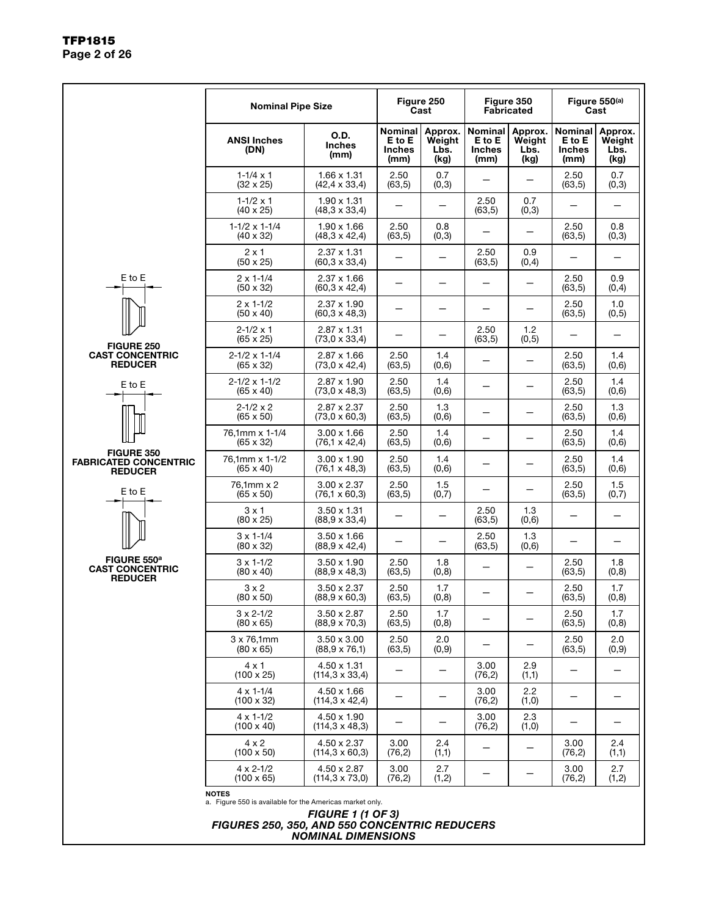FIGURE 250
CAST CONCENTRIC REDUCER

FIGURE 350
FABRICATED CONCENTRIC REDUCER

FIGURE 550[a]
CAST CONCENTRIC REDUCER

| Nominal Pipe Size | | Figure 250 Cast | | Figure 350 Fabricated | | Figure 550[(a)] Cast | |
|---|---|---|---|---|---|---|---|
| ANSI Inches (DN) | O.D. Inches (mm) | Nominal E to E Inches (mm) | Approx. Weight Lbs. (kg) | Nominal E to E Inches (mm) | Approx. Weight Lbs. (kg) | Nominal E to E Inches (mm) | Approx. Weight Lbs. (kg) |
| 1-1/4 x 1 (32 x 25) | 1.66 x 1.31 (42,4 x 33,4) | 2.50 (63,5) | 0.7 (0,3) | — | — | 2.50 (63,5) | 0.7 (0,3) |
| 1-1/2 x 1 (40 x 25) | 1.90 x 1.31 (48,3 x 33,4) | — | — | 2.50 (63,5) | 0.7 (0,3) | — | — |
| 1-1/2 x 1-1/4 (40 x 32) | 1.90 x 1.66 (48,3 x 42,4) | 2.50 (63,5) | 0.8 (0,3) | — | — | 2.50 (63,5) | 0.8 (0,3) |
| 2 x 1 (50 x 25) | 2.37 x 1.31 (60,3 x 33,4) | — | — | 2.50 (63,5) | 0.9 (0,4) | — | — |
| 2 x 1-1/4 (50 x 32) | 2.37 x 1.66 (60,3 x 42,4) | — | — | — | — | 2.50 (63,5) | 0.9 (0,4) |
| 2 x 1-1/2 (50 x 40) | 2.37 x 1.90 (60,3 x 48,3) | — | — | — | — | 2.50 (63,5) | 1.0 (0,5) |
| 2-1/2 x 1 (65 x 25) | 2.87 x 1.31 (73,0 x 33,4) | — | — | 2.50 (63,5) | 1.2 (0,5) | — | — |
| 2-1/2 x 1-1/4 (65 x 32) | 2.87 x 1.66 (73,0 x 42,4) | 2.50 (63,5) | 1.4 (0,6) | — | — | 2.50 (63,5) | 1.4 (0,6) |
| 2-1/2 x 1-1/2 (65 x 40) | 2.87 x 1.90 (73,0 x 48,3) | 2.50 (63,5) | 1.4 (0,6) | — | — | 2.50 (63,5) | 1.4 (0,6) |
| 2-1/2 x 2 (65 x 50) | 2.87 x 2.37 (73,0 x 60,3) | 2.50 (63,5) | 1.3 (0,6) | — | — | 2.50 (63,5) | 1.3 (0,6) |
| 76,1mm x 1-1/4 (65 x 32) | 3.00 x 1.66 (76,1 x 42,4) | 2.50 (63,5) | 1.4 (0,6) | — | — | 2.50 (63,5) | 1.4 (0,6) |
| 76,1mm x 1-1/2 (65 x 40) | 3.00 x 1.90 (76,1 x 48,3) | 2.50 (63,5) | 1.4 (0,6) | — | — | 2.50 (63,5) | 1.4 (0,6) |
| 76,1mm x 2 (65 x 50) | 3.00 x 2.37 (76,1 x 60,3) | 2.50 (63,5) | 1.5 (0,7) | — | — | 2.50 (63,5) | 1.5 (0,7) |
| 3 x 1 (80 x 25) | 3.50 x 1.31 (88,9 x 33,4) | — | — | 2.50 (63,5) | 1.3 (0,6) | — | — |
| 3 x 1-1/4 (80 x 32) | 3.50 x 1.66 (88,9 x 42,4) | — | — | 2.50 (63,5) | 1.3 (0,6) | — | — |
| 3 x 1-1/2 (80 x 40) | 3.50 x 1.90 (88,9 x 48,3) | 2.50 (63,5) | 1.8 (0,8) | — | — | 2.50 (63,5) | 1.8 (0,8) |
| 3 x 2 (80 x 50) | 3.50 x 2.37 (88,9 x 60,3) | 2.50 (63,5) | 1.7 (0,8) | — | — | 2.50 (63,5) | 1.7 (0,8) |
| 3 x 2-1/2 (80 x 65) | 3.50 x 2.87 (88,9 x 70,3) | 2.50 (63,5) | 1.7 (0,8) | — | — | 2.50 (63,5) | 1.7 (0,8) |
| 3 x 76,1mm (80 x 65) | 3.50 x 3.00 (88,9 x 76,1) | 2.50 (63,5) | 2.0 (0,9) | — | — | 2.50 (63,5) | 2.0 (0,9) |
| 4 x 1 (100 x 25) | 4.50 x 1.31 (114,3 x 33,4) | — | — | 3.00 (76,2) | 2.9 (1,1) | — | — |
| 4 x 1-1/4 (100 x 32) | 4.50 x 1.66 (114,3 x 42,4) | — | — | 3.00 (76,2) | 2.2 (1,0) | — | — |
| 4 x 1-1/2 (100 x 40) | 4.50 x 1.90 (114,3 x 48,3) | — | — | 3.00 (76,2) | 2.3 (1,0) | — | — |
| 4 x 2 (100 x 50) | 4.50 x 2.37 (114,3 x 60,3) | 3.00 (76,2) | 2.4 (1,1) | — | — | 3.00 (76,2) | 2.4 (1,1) |
| 4 x 2-1/2 (100 x 65) | 4.50 x 2.87 (114,3 x 73,0) | 3.00 (76,2) | 2.7 (1,2) | — | — | 3.00 (76,2) | 2.7 (1,2) |

**NOTES**
a. Figure 550 is available for the Americas market only.

***FIGURE 1 (1 OF 3)***
***FIGURES 250, 350, AND 550 CONCENTRIC REDUCERS***
***NOMINAL DIMENSIONS***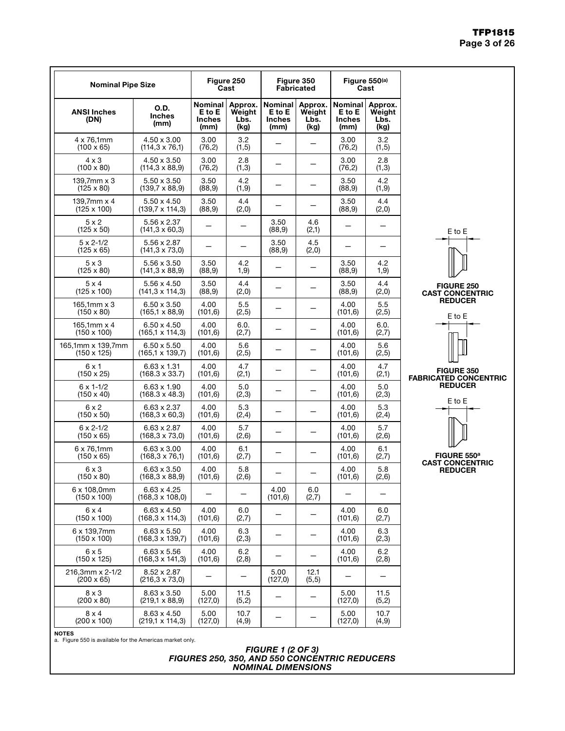| Nominal Pipe Size | | Figure 250 Cast | | Figure 350 Fabricated | | Figure 550[(a)] Cast | |
|---|---|---|---|---|---|---|---|
| ANSI Inches (DN) | O.D. Inches (mm) | Nominal E to E Inches (mm) | Approx. Weight Lbs. (kg) | Nominal E to E Inches (mm) | Approx. Weight Lbs. (kg) | Nominal E to E Inches (mm) | Approx. Weight Lbs. (kg) |
| 4 x 76,1mm (100 x 65) | 4.50 x 3.00 (114,3 x 76,1) | 3.00 (76,2) | 3.2 (1,5) | — | — | 3.00 (76,2) | 3.2 (1,5) |
| 4 x 3 (100 x 80) | 4.50 x 3.50 (114,3 x 88,9) | 3.00 (76,2) | 2.8 (1,3) | — | — | 3.00 (76,2) | 2.8 (1,3) |
| 139,7mm x 3 (125 x 80) | 5.50 x 3.50 (139,7 x 88,9) | 3.50 (88,9) | 4.2 (1,9) | — | — | 3.50 (88,9) | 4.2 (1,9) |
| 139,7mm x 4 (125 x 100) | 5.50 x 4.50 (139,7 x 114,3) | 3.50 (88,9) | 4.4 (2,0) | — | — | 3.50 (88,9) | 4.4 (2,0) |
| 5 x 2 (125 x 50) | 5.56 x 2.37 (141,3 x 60,3) | — | — | 3.50 (88,9) | 4.6 (2,1) | — | — |
| 5 x 2-1/2 (125 x 65) | 5.56 x 2.87 (141,3 x 73,0) | — | — | 3.50 (88,9) | 4.5 (2,0) | — | — |
| 5 x 3 (125 x 80) | 5.56 x 3.50 (141,3 x 88,9) | 3.50 (88,9) | 4.2 1,9) | — | — | 3.50 (88,9) | 4.2 1,9) |
| 5 x 4 (125 x 100) | 5.56 x 4.50 (141,3 x 114,3) | 3.50 (88,9) | 4.4 (2,0) | — | — | 3.50 (88,9) | 4.4 (2,0) |
| 165,1mm x 3 (150 x 80) | 6.50 x 3.50 (165,1 x 88,9) | 4.00 (101,6) | 5.5 (2,5) | — | — | 4.00 (101,6) | 5.5 (2,5) |
| 165,1mm x 4 (150 x 100) | 6.50 x 4.50 (165,1 x 114,3) | 4.00 (101,6) | 6.0. (2,7) | — | — | 4.00 (101,6) | 6.0. (2,7) |
| 165,1mm x 139,7mm (150 x 125) | 6.50 x 5.50 (165,1 x 139,7) | 4.00 (101,6) | 5.6 (2,5) | — | — | 4.00 (101,6) | 5.6 (2,5) |
| 6 x 1 (150 x 25) | 6.63 x 1.31 (168.3 x 33.7) | 4.00 (101,6) | 4.7 (2,1) | — | — | 4.00 (101,6) | 4.7 (2,1) |
| 6 x 1-1/2 (150 x 40) | 6.63 x 1.90 (168.3 x 48.3) | 4.00 (101,6) | 5.0 (2,3) | — | — | 4.00 (101,6) | 5.0 (2,3) |
| 6 x 2 (150 x 50) | 6.63 x 2.37 (168,3 x 60,3) | 4.00 (101,6) | 5.3 (2,4) | — | — | 4.00 (101,6) | 5.3 (2,4) |
| 6 x 2-1/2 (150 x 65) | 6.63 x 2.87 (168,3 x 73,0) | 4.00 (101,6) | 5.7 (2,6) | — | — | 4.00 (101,6) | 5.7 (2,6) |
| 6 x 76,1mm (150 x 65) | 6.63 x 3.00 (168,3 x 76,1) | 4.00 (101,6) | 6.1 (2,7) | — | — | 4.00 (101,6) | 6.1 (2,7) |
| 6 x 3 (150 x 80) | 6.63 x 3.50 (168,3 x 88,9) | 4.00 (101,6) | 5.8 (2,6) | — | — | 4.00 (101,6) | 5.8 (2,6) |
| 6 x 108,0mm (150 x 100) | 6.63 x 4.25 (168,3 x 108,0) | — | — | 4.00 (101,6) | 6.0 (2,7) | — | — |
| 6 x 4 (150 x 100) | 6.63 x 4.50 (168,3 x 114,3) | 4.00 (101,6) | 6.0 (2,7) | — | — | 4.00 (101,6) | 6.0 (2,7) |
| 6 x 139,7mm (150 x 100) | 6.63 x 5.50 (168,3 x 139,7) | 4.00 (101,6) | 6.3 (2,3) | — | — | 4.00 (101,6) | 6.3 (2,3) |
| 6 x 5 (150 x 125) | 6.63 x 5.56 (168,3 x 141,3) | 4.00 (101,6) | 6.2 (2,8) | — | — | 4.00 (101,6) | 6.2 (2,8) |
| 216,3mm x 2-1/2 (200 x 65) | 8.52 x 2.87 (216,3 x 73,0) | — | — | 5.00 (127,0) | 12.1 (5,5) | — | — |
| 8 x 3 (200 x 80) | 8.63 x 3.50 (219,1 x 88,9) | 5.00 (127,0) | 11.5 (5,2) | — | — | 5.00 (127,0) | 11.5 (5,2) |
| 8 x 4 (200 x 100) | 8.63 x 4.50 (219,1 x 114,3) | 5.00 (127,0) | 10.7 (4,9) | — | — | 5.00 (127,0) | 10.7 (4,9) |

E to E

**FIGURE 250 CAST CONCENTRIC REDUCER**

E to E

**FIGURE 350 FABRICATED CONCENTRIC REDUCER**

E to E

**FIGURE 550[a] CAST CONCENTRIC REDUCER**

**NOTES**

a. Figure 550 is available for the Americas market only.

***FIGURE 1 (2 OF 3)***
***FIGURES 250, 350, AND 550 CONCENTRIC REDUCERS***
***NOMINAL DIMENSIONS***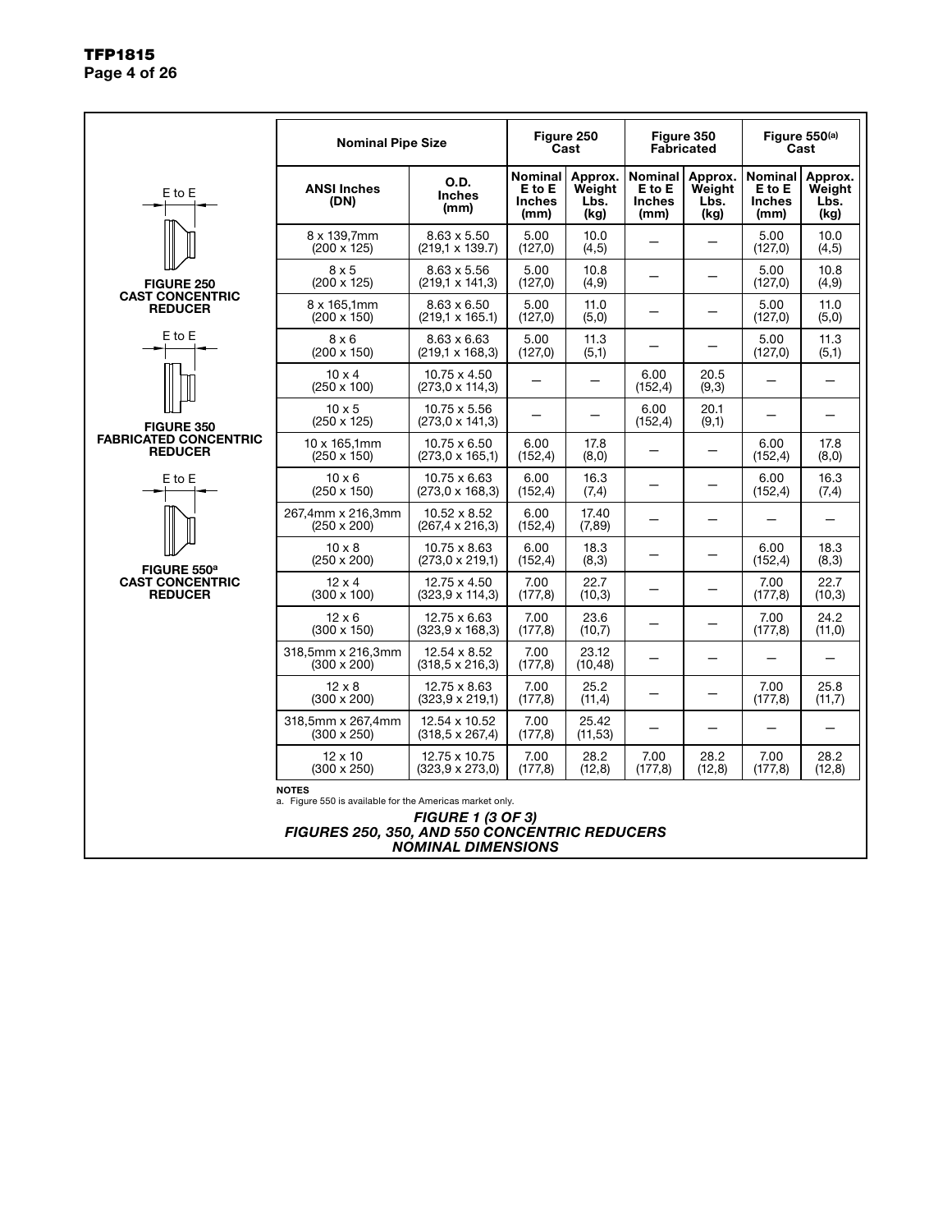E to E

**FIGURE 250**
**CAST CONCENTRIC REDUCER**

E to E

**FIGURE 350**
**FABRICATED CONCENTRIC REDUCER**

E to E

**FIGURE 550[a]**
**CAST CONCENTRIC REDUCER**

| Nominal Pipe Size | | Figure 250 Cast | | Figure 350 Fabricated | | Figure 550[(a)] Cast | |
|---|---|---|---|---|---|---|---|
| ANSI Inches (DN) | O.D. Inches (mm) | Nominal E to E Inches (mm) | Approx. Weight Lbs. (kg) | Nominal E to E Inches (mm) | Approx. Weight Lbs. (kg) | Nominal E to E Inches (mm) | Approx. Weight Lbs. (kg) |
| 8 x 139,7mm (200 x 125) | 8.63 x 5.50 (219,1 x 139.7) | 5.00 (127,0) | 10.0 (4,5) | — | — | 5.00 (127,0) | 10.0 (4,5) |
| 8 x 5 (200 x 125) | 8.63 x 5.56 (219,1 x 141,3) | 5.00 (127,0) | 10.8 (4,9) | — | — | 5.00 (127,0) | 10.8 (4,9) |
| 8 x 165,1mm (200 x 150) | 8.63 x 6.50 (219,1 x 165.1) | 5.00 (127,0) | 11.0 (5,0) | — | — | 5.00 (127,0) | 11.0 (5,0) |
| 8 x 6 (200 x 150) | 8.63 x 6.63 (219,1 x 168,3) | 5.00 (127,0) | 11.3 (5,1) | — | — | 5.00 (127,0) | 11.3 (5,1) |
| 10 x 4 (250 x 100) | 10.75 x 4.50 (273,0 x 114,3) | — | — | 6.00 (152,4) | 20.5 (9,3) | — | — |
| 10 x 5 (250 x 125) | 10.75 x 5.56 (273,0 x 141,3) | — | — | 6.00 (152,4) | 20.1 (9,1) | — | — |
| 10 x 165,1mm (250 x 150) | 10.75 x 6.50 (273,0 x 165,1) | 6.00 (152,4) | 17.8 (8,0) | — | — | 6.00 (152,4) | 17.8 (8,0) |
| 10 x 6 (250 x 150) | 10.75 x 6.63 (273,0 x 168,3) | 6.00 (152,4) | 16.3 (7,4) | — | — | 6.00 (152,4) | 16.3 (7,4) |
| 267,4mm x 216,3mm (250 x 200) | 10.52 x 8.52 (267,4 x 216,3) | 6.00 (152,4) | 17.40 (7,89) | — | — | — | — |
| 10 x 8 (250 x 200) | 10.75 x 8.63 (273,0 x 219,1) | 6.00 (152,4) | 18.3 (8,3) | — | — | 6.00 (152,4) | 18.3 (8,3) |
| 12 x 4 (300 x 100) | 12.75 x 4.50 (323,9 x 114,3) | 7.00 (177,8) | 22.7 (10,3) | — | — | 7.00 (177,8) | 22.7 (10,3) |
| 12 x 6 (300 x 150) | 12.75 x 6.63 (323,9 x 168,3) | 7.00 (177,8) | 23.6 (10,7) | — | — | 7.00 (177,8) | 24.2 (11,0) |
| 318,5mm x 216,3mm (300 x 200) | 12.54 x 8.52 (318,5 x 216,3) | 7.00 (177,8) | 23.12 (10,48) | — | — | — | — |
| 12 x 8 (300 x 200) | 12.75 x 8.63 (323,9 x 219,1) | 7.00 (177,8) | 25.2 (11,4) | — | — | 7.00 (177,8) | 25.8 (11,7) |
| 318,5mm x 267,4mm (300 x 250) | 12.54 x 10.52 (318,5 x 267,4) | 7.00 (177,8) | 25.42 (11,53) | — | — | — | — |
| 12 x 10 (300 x 250) | 12.75 x 10.75 (323,9 x 273,0) | 7.00 (177,8) | 28.2 (12,8) | 7.00 (177,8) | 28.2 (12,8) | 7.00 (177,8) | 28.2 (12,8) |

**NOTES**
a. Figure 550 is available for the Americas market only.

***FIGURE 1 (3 OF 3)***
***FIGURES 250, 350, AND 550 CONCENTRIC REDUCERS***
***NOMINAL DIMENSIONS***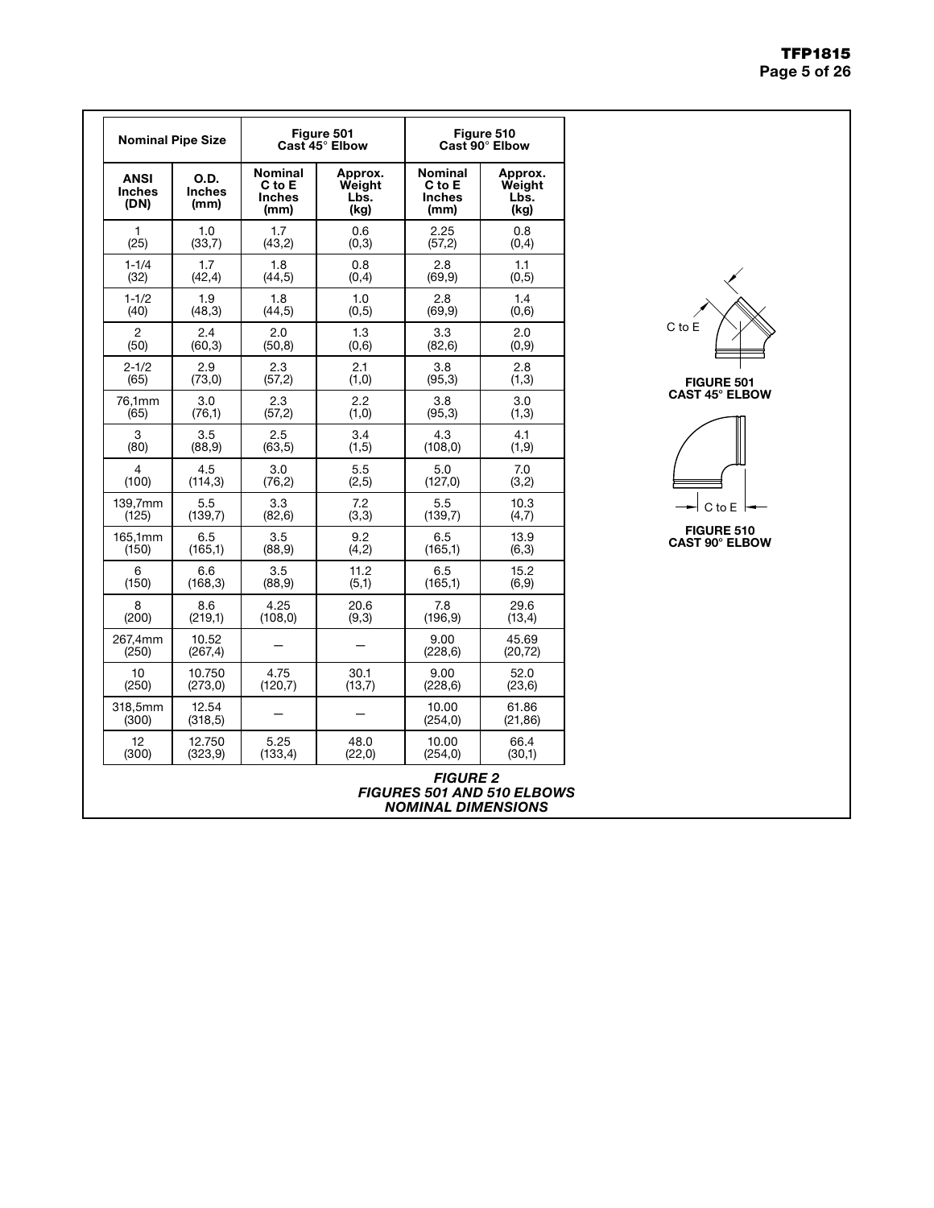| Nominal Pipe Size | | Figure 501 Cast 45° Elbow | | Figure 510 Cast 90° Elbow | |
|---|---|---|---|---|---|
| ANSI Inches (DN) | O.D. Inches (mm) | Nominal C to E Inches (mm) | Approx. Weight Lbs. (kg) | Nominal C to E Inches (mm) | Approx. Weight Lbs. (kg) |
| 1 (25) | 1.0 (33,7) | 1.7 (43,2) | 0.6 (0,3) | 2.25 (57,2) | 0.8 (0,4) |
| 1-1/4 (32) | 1.7 (42,4) | 1.8 (44,5) | 0.8 (0,4) | 2.8 (69,9) | 1.1 (0,5) |
| 1-1/2 (40) | 1.9 (48,3) | 1.8 (44,5) | 1.0 (0,5) | 2.8 (69,9) | 1.4 (0,6) |
| 2 (50) | 2.4 (60,3) | 2.0 (50,8) | 1.3 (0,6) | 3.3 (82,6) | 2.0 (0,9) |
| 2-1/2 (65) | 2.9 (73,0) | 2.3 (57,2) | 2.1 (1,0) | 3.8 (95,3) | 2.8 (1,3) |
| 76,1mm (65) | 3.0 (76,1) | 2.3 (57,2) | 2.2 (1,0) | 3.8 (95,3) | 3.0 (1,3) |
| 3 (80) | 3.5 (88,9) | 2.5 (63,5) | 3.4 (1,5) | 4.3 (108,0) | 4.1 (1,9) |
| 4 (100) | 4.5 (114,3) | 3.0 (76,2) | 5.5 (2,5) | 5.0 (127,0) | 7.0 (3,2) |
| 139,7mm (125) | 5.5 (139,7) | 3.3 (82,6) | 7.2 (3,3) | 5.5 (139,7) | 10.3 (4,7) |
| 165,1mm (150) | 6.5 (165,1) | 3.5 (88,9) | 9.2 (4,2) | 6.5 (165,1) | 13.9 (6,3) |
| 6 (150) | 6.6 (168,3) | 3.5 (88,9) | 11.2 (5,1) | 6.5 (165,1) | 15.2 (6,9) |
| 8 (200) | 8.6 (219,1) | 4.25 (108,0) | 20.6 (9,3) | 7.8 (196,9) | 29.6 (13,4) |
| 267,4mm (250) | 10.52 (267,4) | — | — | 9.00 (228,6) | 45.69 (20,72) |
| 10 (250) | 10.750 (273,0) | 4.75 (120,7) | 30.1 (13,7) | 9.00 (228,6) | 52.0 (23,6) |
| 318,5mm (300) | 12.54 (318,5) | — | — | 10.00 (254,0) | 61.86 (21,86) |
| 12 (300) | 12.750 (323,9) | 5.25 (133,4) | 48.0 (22,0) | 10.00 (254,0) | 66.4 (30,1) |

C to E

**FIGURE 501**
**CAST 45° ELBOW**

C to E

**FIGURE 510**
**CAST 90° ELBOW**

***FIGURE 2***
***FIGURES 501 AND 510 ELBOWS***
***NOMINAL DIMENSIONS***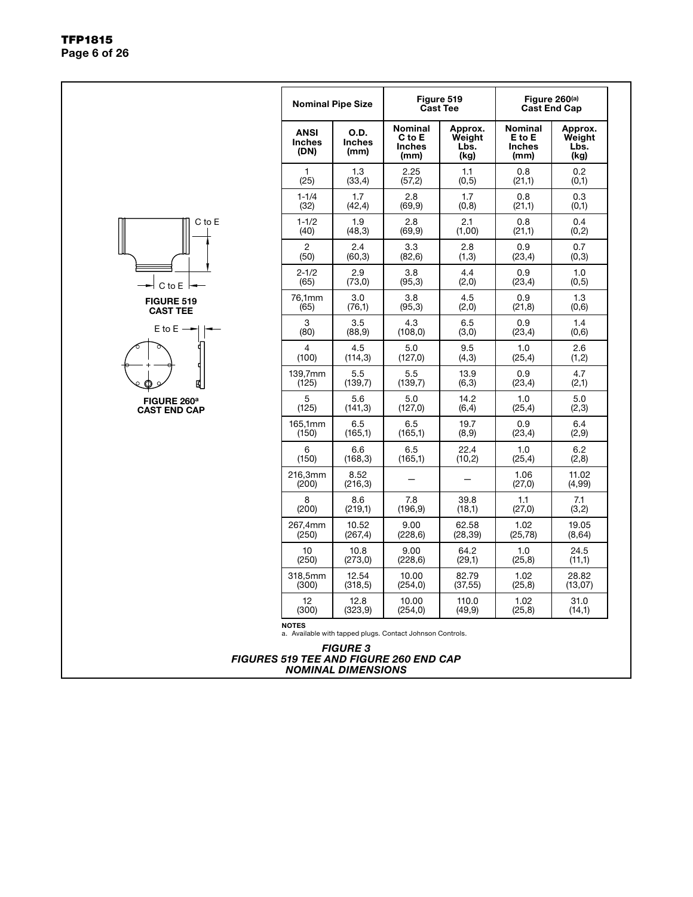FIGURE 519
CAST TEE

FIGURE 260[a]
CAST END CAP

| Nominal Pipe Size | | Figure 519 Cast Tee | | Figure 260[(a)] Cast End Cap | |
|---|---|---|---|---|---|
| **ANSI Inches (DN)** | **O.D. Inches (mm)** | **Nominal C to E Inches (mm)** | **Approx. Weight Lbs. (kg)** | **Nominal E to E Inches (mm)** | **Approx. Weight Lbs. (kg)** |
| 1 (25) | 1.3 (33,4) | 2.25 (57,2) | 1.1 (0,5) | 0.8 (21,1) | 0.2 (0,1) |
| 1-1/4 (32) | 1.7 (42,4) | 2.8 (69,9) | 1.7 (0,8) | 0.8 (21,1) | 0.3 (0,1) |
| 1-1/2 (40) | 1.9 (48,3) | 2.8 (69,9) | 2.1 (1,00) | 0.8 (21,1) | 0.4 (0,2) |
| 2 (50) | 2.4 (60,3) | 3.3 (82,6) | 2.8 (1,3) | 0.9 (23,4) | 0.7 (0,3) |
| 2-1/2 (65) | 2.9 (73,0) | 3.8 (95,3) | 4.4 (2,0) | 0.9 (23,4) | 1.0 (0,5) |
| 76,1mm (65) | 3.0 (76,1) | 3.8 (95,3) | 4.5 (2,0) | 0.9 (21,8) | 1.3 (0,6) |
| 3 (80) | 3.5 (88,9) | 4.3 (108,0) | 6.5 (3,0) | 0.9 (23,4) | 1.4 (0,6) |
| 4 (100) | 4.5 (114,3) | 5.0 (127,0) | 9.5 (4,3) | 1.0 (25,4) | 2.6 (1,2) |
| 139,7mm (125) | 5.5 (139,7) | 5.5 (139,7) | 13.9 (6,3) | 0.9 (23,4) | 4.7 (2,1) |
| 5 (125) | 5.6 (141,3) | 5.0 (127,0) | 14.2 (6,4) | 1.0 (25,4) | 5.0 (2,3) |
| 165,1mm (150) | 6.5 (165,1) | 6.5 (165,1) | 19.7 (8,9) | 0.9 (23,4) | 6.4 (2,9) |
| 6 (150) | 6.6 (168,3) | 6.5 (165,1) | 22.4 (10,2) | 1.0 (25,4) | 6.2 (2,8) |
| 216,3mm (200) | 8.52 (216,3) | — | — | 1.06 (27,0) | 11.02 (4,99) |
| 8 (200) | 8.6 (219,1) | 7.8 (196,9) | 39.8 (18,1) | 1.1 (27,0) | 7.1 (3,2) |
| 267,4mm (250) | 10.52 (267,4) | 9.00 (228,6) | 62.58 (28,39) | 1.02 (25,78) | 19.05 (8,64) |
| 10 (250) | 10.8 (273,0) | 9.00 (228,6) | 64.2 (29,1) | 1.0 (25,8) | 24.5 (11,1) |
| 318,5mm (300) | 12.54 (318,5) | 10.00 (254,0) | 82.79 (37,55) | 1.02 (25,8) | 28.82 (13,07) |
| 12 (300) | 12.8 (323,9) | 10.00 (254,0) | 110.0 (49,9) | 1.02 (25,8) | 31.0 (14,1) |

**NOTES**
a. Available with tapped plugs. Contact Johnson Controls.

***FIGURE 3***
***FIGURES 519 TEE AND FIGURE 260 END CAP***
***NOMINAL DIMENSIONS***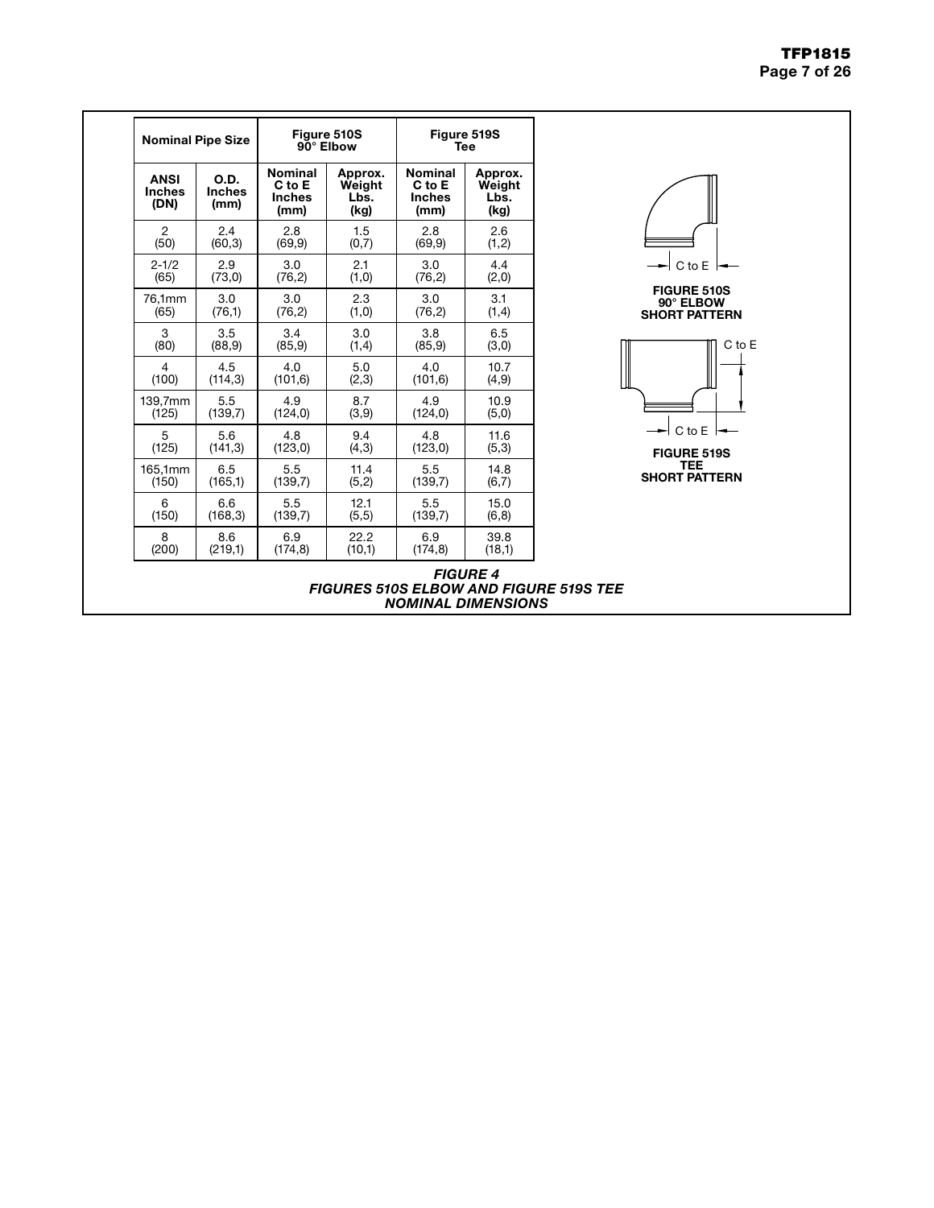| Nominal Pipe Size | | Figure 510S 90° Elbow | | Figure 519S Tee | |
|---|---|---|---|---|---|
| ANSI Inches (DN) | O.D. Inches (mm) | Nominal C to E Inches (mm) | Approx. Weight Lbs. (kg) | Nominal C to E Inches (mm) | Approx. Weight Lbs. (kg) |
| 2 (50) | 2.4 (60,3) | 2.8 (69,9) | 1.5 (0,7) | 2.8 (69,9) | 2.6 (1,2) |
| 2-1/2 (65) | 2.9 (73,0) | 3.0 (76,2) | 2.1 (1,0) | 3.0 (76,2) | 4.4 (2,0) |
| 76,1mm (65) | 3.0 (76,1) | 3.0 (76,2) | 2.3 (1,0) | 3.0 (76,2) | 3.1 (1,4) |
| 3 (80) | 3.5 (88,9) | 3.4 (85,9) | 3.0 (1,4) | 3.8 (85,9) | 6.5 (3,0) |
| 4 (100) | 4.5 (114,3) | 4.0 (101,6) | 5.0 (2,3) | 4.0 (101,6) | 10.7 (4,9) |
| 139,7mm (125) | 5.5 (139,7) | 4.9 (124,0) | 8.7 (3,9) | 4.9 (124,0) | 10.9 (5,0) |
| 5 (125) | 5.6 (141,3) | 4.8 (123,0) | 9.4 (4,3) | 4.8 (123,0) | 11.6 (5,3) |
| 165,1mm (150) | 6.5 (165,1) | 5.5 (139,7) | 11.4 (5,2) | 5.5 (139,7) | 14.8 (6,7) |
| 6 (150) | 6.6 (168,3) | 5.5 (139,7) | 12.1 (5,5) | 5.5 (139,7) | 15.0 (6,8) |
| 8 (200) | 8.6 (219,1) | 6.9 (174,8) | 22.2 (10,1) | 6.9 (174,8) | 39.8 (18,1) |

C to E

**FIGURE 510S 90° ELBOW SHORT PATTERN**

C to E

C to E

**FIGURE 519S TEE SHORT PATTERN**

***FIGURE 4***
***FIGURES 510S ELBOW AND FIGURE 519S TEE NOMINAL DIMENSIONS***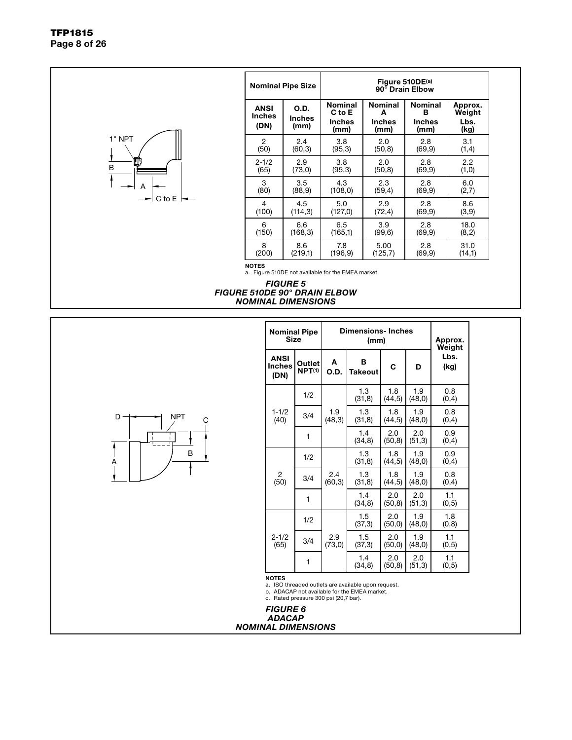1" NPT

B

A

C to E

| Nominal Pipe Size | | Figure 510DE[a] 90° Drain Elbow | | | |
|---|---|---|---|---|---|
| ANSI Inches (DN) | O.D. Inches (mm) | Nominal C to E Inches (mm) | Nominal A Inches (mm) | Nominal B Inches (mm) | Approx. Weight Lbs. (kg) |
| 2 (50) | 2.4 (60,3) | 3.8 (95,3) | 2.0 (50,8) | 2.8 (69,9) | 3.1 (1,4) |
| 2-1/2 (65) | 2.9 (73,0) | 3.8 (95,3) | 2.0 (50,8) | 2.8 (69,9) | 2.2 (1,0) |
| 3 (80) | 3.5 (88,9) | 4.3 (108,0) | 2.3 (59,4) | 2.8 (69,9) | 6.0 (2,7) |
| 4 (100) | 4.5 (114,3) | 5.0 (127,0) | 2.9 (72,4) | 2.8 (69,9) | 8.6 (3,9) |
| 6 (150) | 6.6 (168,3) | 6.5 (165,1) | 3.9 (99,6) | 2.8 (69,9) | 18.0 (8,2) |
| 8 (200) | 8.6 (219,1) | 7.8 (196,9) | 5.00 (125,7) | 2.8 (69,9) | 31.0 (14,1) |

**NOTES**
a. Figure 510DE not available for the EMEA market.

***FIGURE 5***
***FIGURE 510DE 90° DRAIN ELBOW***
***NOMINAL DIMENSIONS***

D NPT C

A B

| Nominal Pipe Size | | Dimensions- Inches (mm) | | | | Approx. Weight |
|---|---|---|---|---|---|---|
| ANSI Inches (DN) | Outlet NPT[1] | A O.D. | B Takeout | C | D | Lbs. (kg) |
| 1-1/2 (40) | 1/2 | 1.9 (48,3) | 1.3 (31,8) | 1.8 (44,5) | 1.9 (48,0) | 0.8 (0,4) |
| | 3/4 | | 1.3 (31,8) | 1.8 (44,5) | 1.9 (48,0) | 0.8 (0,4) |
| | 1 | | 1.4 (34,8) | 2.0 (50,8) | 2.0 (51,3) | 0.9 (0,4) |
| 2 (50) | 1/2 | 2.4 (60,3) | 1.3 (31,8) | 1.8 (44,5) | 1.9 (48,0) | 0.9 (0,4) |
| | 3/4 | | 1.3 (31,8) | 1.8 (44,5) | 1.9 (48,0) | 0.8 (0,4) |
| | 1 | | 1.4 (34,8) | 2.0 (50,8) | 2.0 (51,3) | 1.1 (0,5) |
| 2-1/2 (65) | 1/2 | 2.9 (73,0) | 1.5 (37,3) | 2.0 (50,0) | 1.9 (48,0) | 1.8 (0,8) |
| | 3/4 | | 1.5 (37,3) | 2.0 (50,0) | 1.9 (48,0) | 1.1 (0,5) |
| | 1 | | 1.4 (34,8) | 2.0 (50,8) | 2.0 (51,3) | 1.1 (0,5) |

**NOTES**
a. ISO threaded outlets are available upon request.
b. ADACAP not available for the EMEA market.
c. Rated pressure 300 psi (20,7 bar).

***FIGURE 6***
***ADACAP***
***NOMINAL DIMENSIONS***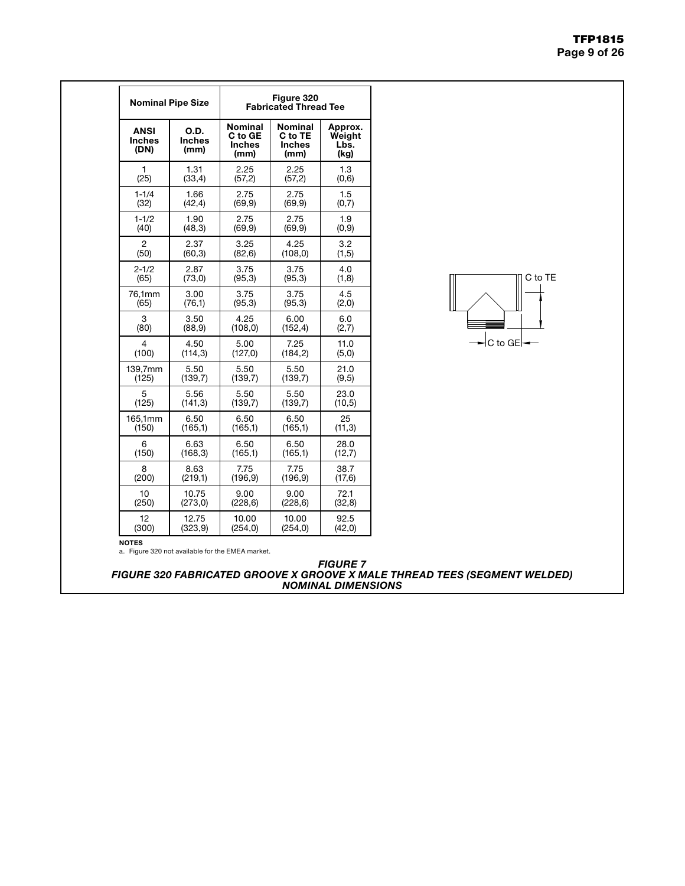| Nominal Pipe Size | | Figure 320 Fabricated Thread Tee | | |
|---|---|---|---|---|
| ANSI Inches (DN) | O.D. Inches (mm) | Nominal C to GE Inches (mm) | Nominal C to TE Inches (mm) | Approx. Weight Lbs. (kg) |
| 1 (25) | 1.31 (33,4) | 2.25 (57,2) | 2.25 (57,2) | 1.3 (0,6) |
| 1-1/4 (32) | 1.66 (42,4) | 2.75 (69,9) | 2.75 (69,9) | 1.5 (0,7) |
| 1-1/2 (40) | 1.90 (48,3) | 2.75 (69,9) | 2.75 (69,9) | 1.9 (0,9) |
| 2 (50) | 2.37 (60,3) | 3.25 (82,6) | 4.25 (108,0) | 3.2 (1,5) |
| 2-1/2 (65) | 2.87 (73,0) | 3.75 (95,3) | 3.75 (95,3) | 4.0 (1,8) |
| 76,1mm (65) | 3.00 (76,1) | 3.75 (95,3) | 3.75 (95,3) | 4.5 (2,0) |
| 3 (80) | 3.50 (88,9) | 4.25 (108,0) | 6.00 (152,4) | 6.0 (2,7) |
| 4 (100) | 4.50 (114,3) | 5.00 (127,0) | 7.25 (184,2) | 11.0 (5,0) |
| 139,7mm (125) | 5.50 (139,7) | 5.50 (139,7) | 5.50 (139,7) | 21.0 (9,5) |
| 5 (125) | 5.56 (141,3) | 5.50 (139,7) | 5.50 (139,7) | 23.0 (10,5) |
| 165,1mm (150) | 6.50 (165,1) | 6.50 (165,1) | 6.50 (165,1) | 25 (11,3) |
| 6 (150) | 6.63 (168,3) | 6.50 (165,1) | 6.50 (165,1) | 28.0 (12,7) |
| 8 (200) | 8.63 (219,1) | 7.75 (196,9) | 7.75 (196,9) | 38.7 (17,6) |
| 10 (250) | 10.75 (273,0) | 9.00 (228,6) | 9.00 (228,6) | 72.1 (32,8) |
| 12 (300) | 12.75 (323,9) | 10.00 (254,0) | 10.00 (254,0) | 92.5 (42,0) |

**NOTES**

a. Figure 320 not available for the EMEA market.

C to TE

C to GE

***FIGURE 7***
***FIGURE 320 FABRICATED GROOVE X GROOVE X MALE THREAD TEES (SEGMENT WELDED)***
***NOMINAL DIMENSIONS***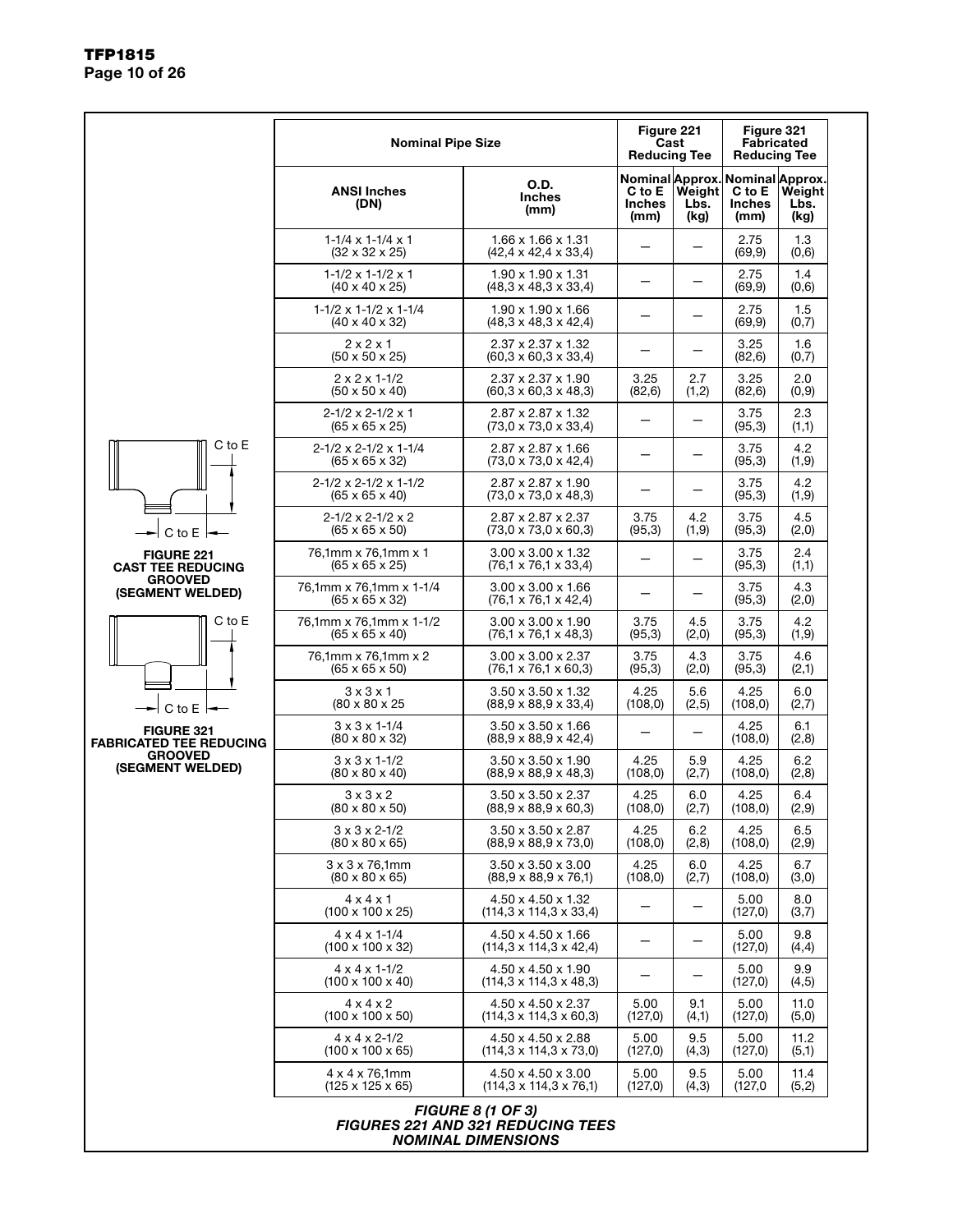C to E

C to E

**FIGURE 221**
**CAST TEE REDUCING**
**GROOVED**
**(SEGMENT WELDED)**

C to E

C to E

**FIGURE 321**
**FABRICATED TEE REDUCING**
**GROOVED**
**(SEGMENT WELDED)**

| Nominal Pipe Size | | Figure 221 Cast Reducing Tee | | Figure 321 Fabricated Reducing Tee | |
|---|---|---|---|---|---|
| ANSI Inches (DN) | O.D. Inches (mm) | Nominal C to E Inches (mm) | Approx. Weight Lbs. (kg) | Nominal C to E Inches (mm) | Approx. Weight Lbs. (kg) |
| 1-1/4 x 1-1/4 x 1 (32 x 32 x 25) | 1.66 x 1.66 x 1.31 (42,4 x 42,4 x 33,4) | — | — | 2.75 (69,9) | 1.3 (0,6) |
| 1-1/2 x 1-1/2 x 1 (40 x 40 x 25) | 1.90 x 1.90 x 1.31 (48,3 x 48,3 x 33,4) | — | — | 2.75 (69,9) | 1.4 (0,6) |
| 1-1/2 x 1-1/2 x 1-1/4 (40 x 40 x 32) | 1.90 x 1.90 x 1.66 (48,3 x 48,3 x 42,4) | — | — | 2.75 (69,9) | 1.5 (0,7) |
| 2 x 2 x 1 (50 x 50 x 25) | 2.37 x 2.37 x 1.32 (60,3 x 60,3 x 33,4) | — | — | 3.25 (82,6) | 1.6 (0,7) |
| 2 x 2 x 1-1/2 (50 x 50 x 40) | 2.37 x 2.37 x 1.90 (60,3 x 60,3 x 48,3) | 3.25 (82,6) | 2.7 (1,2) | 3.25 (82,6) | 2.0 (0,9) |
| 2-1/2 x 2-1/2 x 1 (65 x 65 x 25) | 2.87 x 2.87 x 1.32 (73,0 x 73,0 x 33,4) | — | — | 3.75 (95,3) | 2.3 (1,1) |
| 2-1/2 x 2-1/2 x 1-1/4 (65 x 65 x 32) | 2.87 x 2.87 x 1.66 (73,0 x 73,0 x 42,4) | — | — | 3.75 (95,3) | 4.2 (1,9) |
| 2-1/2 x 2-1/2 x 1-1/2 (65 x 65 x 40) | 2.87 x 2.87 x 1.90 (73,0 x 73,0 x 48,3) | — | — | 3.75 (95,3) | 4.2 (1,9) |
| 2-1/2 x 2-1/2 x 2 (65 x 65 x 50) | 2.87 x 2.87 x 2.37 (73,0 x 73,0 x 60,3) | 3.75 (95,3) | 4.2 (1,9) | 3.75 (95,3) | 4.5 (2,0) |
| 76,1mm x 76,1mm x 1 (65 x 65 x 25) | 3.00 x 3.00 x 1.32 (76,1 x 76,1 x 33,4) | — | — | 3.75 (95,3) | 2.4 (1,1) |
| 76,1mm x 76,1mm x 1-1/4 (65 x 65 x 32) | 3.00 x 3.00 x 1.66 (76,1 x 76,1 x 42,4) | — | — | 3.75 (95,3) | 4.3 (2,0) |
| 76,1mm x 76,1mm x 1-1/2 (65 x 65 x 40) | 3.00 x 3.00 x 1.90 (76,1 x 76,1 x 48,3) | 3.75 (95,3) | 4.5 (2,0) | 3.75 (95,3) | 4.2 (1,9) |
| 76,1mm x 76,1mm x 2 (65 x 65 x 50) | 3.00 x 3.00 x 2.37 (76,1 x 76,1 x 60,3) | 3.75 (95,3) | 4.3 (2,0) | 3.75 (95,3) | 4.6 (2,1) |
| 3 x 3 x 1 (80 x 80 x 25 | 3.50 x 3.50 x 1.32 (88,9 x 88,9 x 33,4) | 4.25 (108,0) | 5.6 (2,5) | 4.25 (108,0) | 6.0 (2,7) |
| 3 x 3 x 1-1/4 (80 x 80 x 32) | 3.50 x 3.50 x 1.66 (88,9 x 88,9 x 42,4) | — | — | 4.25 (108,0) | 6.1 (2,8) |
| 3 x 3 x 1-1/2 (80 x 80 x 40) | 3.50 x 3.50 x 1.90 (88,9 x 88,9 x 48,3) | 4.25 (108,0) | 5.9 (2,7) | 4.25 (108,0) | 6.2 (2,8) |
| 3 x 3 x 2 (80 x 80 x 50) | 3.50 x 3.50 x 2.37 (88,9 x 88,9 x 60,3) | 4.25 (108,0) | 6.0 (2,7) | 4.25 (108,0) | 6.4 (2,9) |
| 3 x 3 x 2-1/2 (80 x 80 x 65) | 3.50 x 3.50 x 2.87 (88,9 x 88,9 x 73,0) | 4.25 (108,0) | 6.2 (2,8) | 4.25 (108,0) | 6.5 (2,9) |
| 3 x 3 x 76,1mm (80 x 80 x 65) | 3.50 x 3.50 x 3.00 (88,9 x 88,9 x 76,1) | 4.25 (108,0) | 6.0 (2,7) | 4.25 (108,0) | 6.7 (3,0) |
| 4 x 4 x 1 (100 x 100 x 25) | 4.50 x 4.50 x 1.32 (114,3 x 114,3 x 33,4) | — | — | 5.00 (127,0) | 8.0 (3,7) |
| 4 x 4 x 1-1/4 (100 x 100 x 32) | 4.50 x 4.50 x 1.66 (114,3 x 114,3 x 42,4) | — | — | 5.00 (127,0) | 9.8 (4,4) |
| 4 x 4 x 1-1/2 (100 x 100 x 40) | 4.50 x 4.50 x 1.90 (114,3 x 114,3 x 48,3) | — | — | 5.00 (127,0) | 9.9 (4,5) |
| 4 x 4 x 2 (100 x 100 x 50) | 4.50 x 4.50 x 2.37 (114,3 x 114,3 x 60,3) | 5.00 (127,0) | 9.1 (4,1) | 5.00 (127,0) | 11.0 (5,0) |
| 4 x 4 x 2-1/2 (100 x 100 x 65) | 4.50 x 4.50 x 2.88 (114,3 x 114,3 x 73,0) | 5.00 (127,0) | 9.5 (4,3) | 5.00 (127,0) | 11.2 (5,1) |
| 4 x 4 x 76,1mm (125 x 125 x 65) | 4.50 x 4.50 x 3.00 (114,3 x 114,3 x 76,1) | 5.00 (127,0) | 9.5 (4,3) | 5.00 (127,0 | 11.4 (5,2) |

*FIGURE 8 (1 OF 3)*
*FIGURES 221 AND 321 REDUCING TEES*
*NOMINAL DIMENSIONS*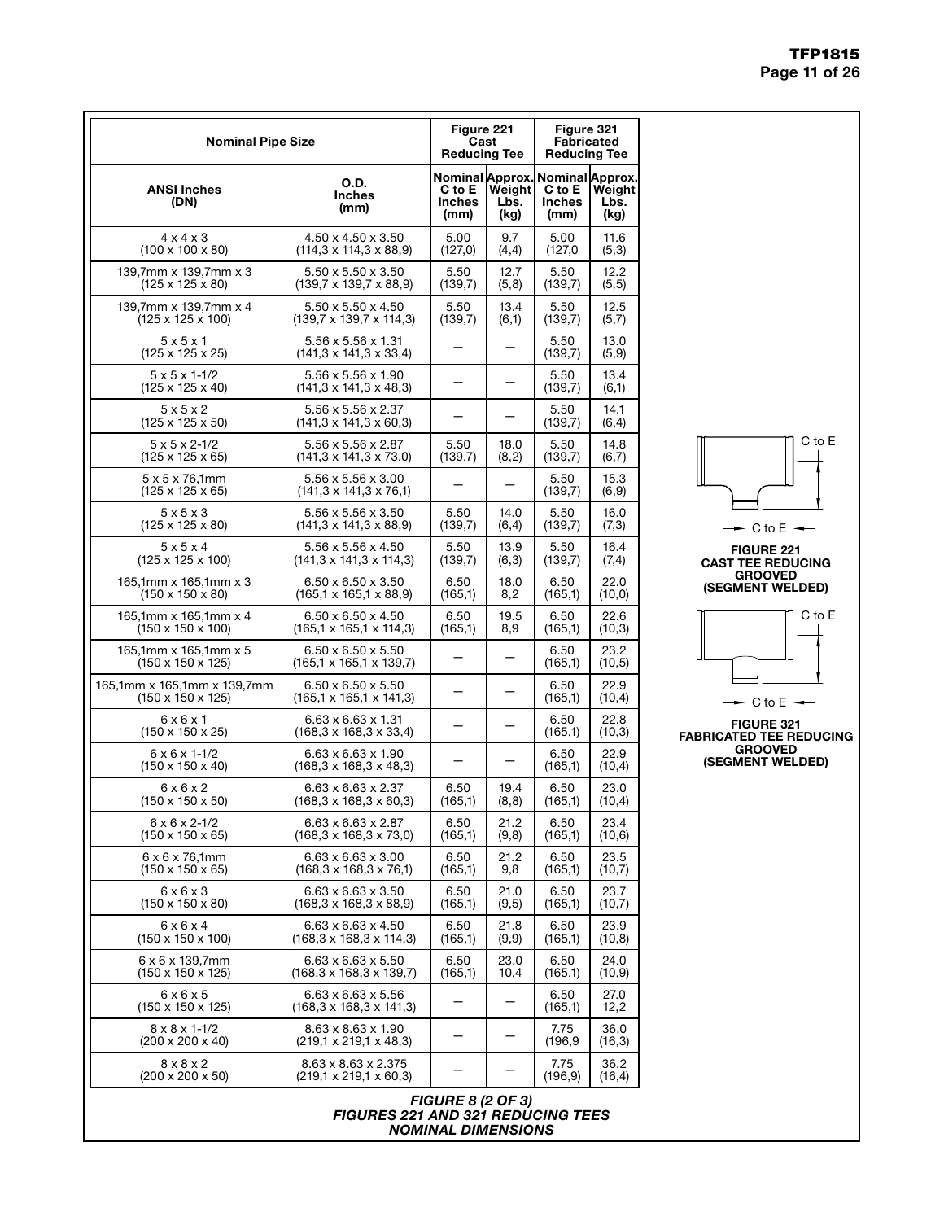| Nominal Pipe Size | | Figure 221 Cast Reducing Tee | | Figure 321 Fabricated Reducing Tee | |
|---|---|---|---|---|---|
| ANSI Inches (DN) | O.D. Inches (mm) | Nominal C to E Inches (mm) | Approx. Weight Lbs. (kg) | Nominal C to E Inches (mm) | Approx. Weight Lbs. (kg) |
| 4 x 4 x 3 (100 x 100 x 80) | 4.50 x 4.50 x 3.50 (114,3 x 114,3 x 88,9) | 5.00 (127,0) | 9.7 (4,4) | 5.00 (127,0 | 11.6 (5,3) |
| 139,7mm x 139,7mm x 3 (125 x 125 x 80) | 5.50 x 5.50 x 3.50 (139,7 x 139,7 x 88,9) | 5.50 (139,7) | 12.7 (5,8) | 5.50 (139,7) | 12.2 (5,5) |
| 139,7mm x 139,7mm x 4 (125 x 125 x 100) | 5.50 x 5.50 x 4.50 (139,7 x 139,7 x 114,3) | 5.50 (139,7) | 13.4 (6,1) | 5.50 (139,7) | 12.5 (5,7) |
| 5 x 5 x 1 (125 x 125 x 25) | 5.56 x 5.56 x 1.31 (141,3 x 141,3 x 33,4) | — | — | 5.50 (139,7) | 13.0 (5,9) |
| 5 x 5 x 1-1/2 (125 x 125 x 40) | 5.56 x 5.56 x 1.90 (141,3 x 141,3 x 48,3) | — | — | 5.50 (139,7) | 13.4 (6,1) |
| 5 x 5 x 2 (125 x 125 x 50) | 5.56 x 5.56 x 2.37 (141,3 x 141,3 x 60,3) | — | — | 5.50 (139,7) | 14.1 (6,4) |
| 5 x 5 x 2-1/2 (125 x 125 x 65) | 5.56 x 5.56 x 2.87 (141,3 x 141,3 x 73,0) | 5.50 (139,7) | 18.0 (8,2) | 5.50 (139,7) | 14.8 (6,7) |
| 5 x 5 x 76,1mm (125 x 125 x 65) | 5.56 x 5.56 x 3.00 (141,3 x 141,3 x 76,1) | — | — | 5.50 (139,7) | 15.3 (6,9) |
| 5 x 5 x 3 (125 x 125 x 80) | 5.56 x 5.56 x 3.50 (141,3 x 141,3 x 88,9) | 5.50 (139,7) | 14.0 (6,4) | 5.50 (139,7) | 16.0 (7,3) |
| 5 x 5 x 4 (125 x 125 x 100) | 5.56 x 5.56 x 4.50 (141,3 x 141,3 x 114,3) | 5.50 (139,7) | 13.9 (6,3) | 5.50 (139,7) | 16.4 (7,4) |
| 165,1mm x 165,1mm x 3 (150 x 150 x 80) | 6.50 x 6.50 x 3.50 (165,1 x 165,1 x 88,9) | 6.50 (165,1) | 18.0 8,2 | 6.50 (165,1) | 22.0 (10,0) |
| 165,1mm x 165,1mm x 4 (150 x 150 x 100) | 6.50 x 6.50 x 4.50 (165,1 x 165,1 x 114,3) | 6.50 (165,1) | 19.5 8,9 | 6.50 (165,1) | 22.6 (10,3) |
| 165,1mm x 165,1mm x 5 (150 x 150 x 125) | 6.50 x 6.50 x 5.50 (165,1 x 165,1 x 139,7) | — | — | 6.50 (165,1) | 23.2 (10,5) |
| 165,1mm x 165,1mm x 139,7mm (150 x 150 x 125) | 6.50 x 6.50 x 5.50 (165,1 x 165,1 x 141,3) | — | — | 6.50 (165,1) | 22.9 (10,4) |
| 6 x 6 x 1 (150 x 150 x 25) | 6.63 x 6.63 x 1.31 (168,3 x 168,3 x 33,4) | — | — | 6.50 (165,1) | 22.8 (10,3) |
| 6 x 6 x 1-1/2 (150 x 150 x 40) | 6.63 x 6.63 x 1.90 (168,3 x 168,3 x 48,3) | — | — | 6.50 (165,1) | 22.9 (10,4) |
| 6 x 6 x 2 (150 x 150 x 50) | 6.63 x 6.63 x 2.37 (168,3 x 168,3 x 60,3) | 6.50 (165,1) | 19.4 (8,8) | 6.50 (165,1) | 23.0 (10,4) |
| 6 x 6 x 2-1/2 (150 x 150 x 65) | 6.63 x 6.63 x 2.87 (168,3 x 168,3 x 73,0) | 6.50 (165,1) | 21.2 (9,8) | 6.50 (165,1) | 23.4 (10,6) |
| 6 x 6 x 76,1mm (150 x 150 x 65) | 6.63 x 6.63 x 3.00 (168,3 x 168,3 x 76,1) | 6.50 (165,1) | 21.2 9,8 | 6.50 (165,1) | 23.5 (10,7) |
| 6 x 6 x 3 (150 x 150 x 80) | 6.63 x 6.63 x 3.50 (168,3 x 168,3 x 88,9) | 6.50 (165,1) | 21.0 (9,5) | 6.50 (165,1) | 23.7 (10,7) |
| 6 x 6 x 4 (150 x 150 x 100) | 6.63 x 6.63 x 4.50 (168,3 x 168,3 x 114,3) | 6.50 (165,1) | 21.8 (9,9) | 6.50 (165,1) | 23.9 (10,8) |
| 6 x 6 x 139,7mm (150 x 150 x 125) | 6.63 x 6.63 x 5.50 (168,3 x 168,3 x 139,7) | 6.50 (165,1) | 23.0 10,4 | 6.50 (165,1) | 24.0 (10,9) |
| 6 x 6 x 5 (150 x 150 x 125) | 6.63 x 6.63 x 5.56 (168,3 x 168,3 x 141,3) | — | — | 6.50 (165,1) | 27.0 12,2 |
| 8 x 8 x 1-1/2 (200 x 200 x 40) | 8.63 x 8.63 x 1.90 (219,1 x 219,1 x 48,3) | — | — | 7.75 (196,9 | 36.0 (16,3) |
| 8 x 8 x 2 (200 x 200 x 50) | 8.63 x 8.63 x 2.375 (219,1 x 219,1 x 60,3) | — | — | 7.75 (196,9) | 36.2 (16,4) |

*FIGURE 8 (2 OF 3)*
*FIGURES 221 AND 321 REDUCING TEES*
*NOMINAL DIMENSIONS*

C to E

C to E

**FIGURE 221**
**CAST TEE REDUCING GROOVED (SEGMENT WELDED)**

C to E

C to E

**FIGURE 321**
**FABRICATED TEE REDUCING GROOVED (SEGMENT WELDED)**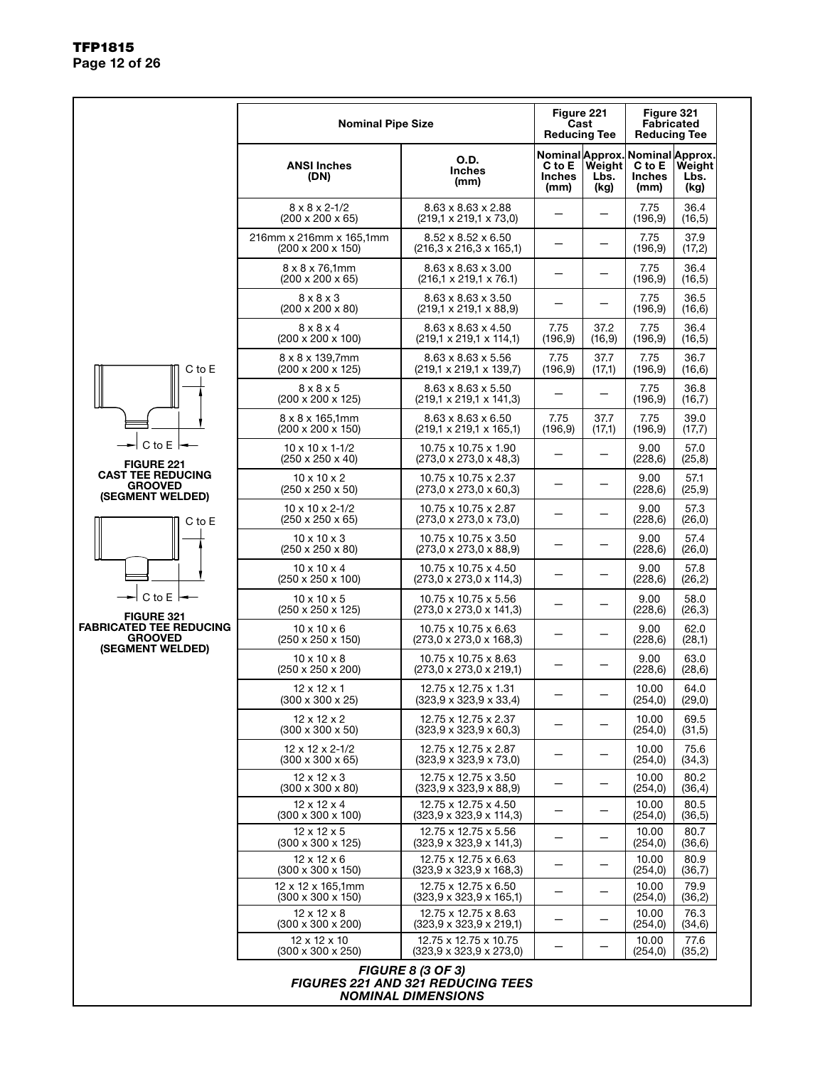C to E

C to E

**FIGURE 221**
**CAST TEE REDUCING GROOVED (SEGMENT WELDED)**

C to E

C to E

**FIGURE 321**
**FABRICATED TEE REDUCING GROOVED (SEGMENT WELDED)**

| Nominal Pipe Size | | Figure 221 Cast Reducing Tee | | Figure 321 Fabricated Reducing Tee | |
|---|---|---|---|---|---|
| ANSI Inches (DN) | O.D. Inches (mm) | Nominal C to E Inches (mm) | Approx. Weight Lbs. (kg) | Nominal C to E Inches (mm) | Approx. Weight Lbs. (kg) |
| 8 x 8 x 2-1/2 (200 x 200 x 65) | 8.63 x 8.63 x 2.88 (219,1 x 219,1 x 73,0) | — | — | 7.75 (196,9) | 36.4 (16,5) |
| 216mm x 216mm x 165,1mm (200 x 200 x 150) | 8.52 x 8.52 x 6.50 (216,3 x 216,3 x 165,1) | — | — | 7.75 (196,9) | 37.9 (17,2) |
| 8 x 8 x 76,1mm (200 x 200 x 65) | 8.63 x 8.63 x 3.00 (216,1 x 219,1 x 76.1) | — | — | 7.75 (196,9) | 36.4 (16,5) |
| 8 x 8 x 3 (200 x 200 x 80) | 8.63 x 8.63 x 3.50 (219,1 x 219,1 x 88,9) | — | — | 7.75 (196,9) | 36.5 (16,6) |
| 8 x 8 x 4 (200 x 200 x 100) | 8.63 x 8.63 x 4.50 (219,1 x 219,1 x 114,1) | 7.75 (196,9) | 37.2 (16,9) | 7.75 (196,9) | 36.4 (16,5) |
| 8 x 8 x 139,7mm (200 x 200 x 125) | 8.63 x 8.63 x 5.56 (219,1 x 219,1 x 139,7) | 7.75 (196,9) | 37.7 (17,1) | 7.75 (196,9) | 36.7 (16,6) |
| 8 x 8 x 5 (200 x 200 x 125) | 8.63 x 8.63 x 5.50 (219,1 x 219,1 x 141,3) | — | — | 7.75 (196,9) | 36.8 (16,7) |
| 8 x 8 x 165,1mm (200 x 200 x 150) | 8.63 x 8.63 x 6.50 (219,1 x 219,1 x 165,1) | 7.75 (196,9) | 37.7 (17,1) | 7.75 (196,9) | 39.0 (17,7) |
| 10 x 10 x 1-1/2 (250 x 250 x 40) | 10.75 x 10.75 x 1.90 (273,0 x 273,0 x 48,3) | — | — | 9.00 (228,6) | 57.0 (25,8) |
| 10 x 10 x 2 (250 x 250 x 50) | 10.75 x 10.75 x 2.37 (273,0 x 273,0 x 60,3) | — | — | 9.00 (228,6) | 57.1 (25,9) |
| 10 x 10 x 2-1/2 (250 x 250 x 65) | 10.75 x 10.75 x 2.87 (273,0 x 273,0 x 73,0) | — | — | 9.00 (228,6) | 57.3 (26,0) |
| 10 x 10 x 3 (250 x 250 x 80) | 10.75 x 10.75 x 3.50 (273,0 x 273,0 x 88,9) | — | — | 9.00 (228,6) | 57.4 (26,0) |
| 10 x 10 x 4 (250 x 250 x 100) | 10.75 x 10.75 x 4.50 (273,0 x 273,0 x 114,3) | — | — | 9.00 (228,6) | 57.8 (26,2) |
| 10 x 10 x 5 (250 x 250 x 125) | 10.75 x 10.75 x 5.56 (273,0 x 273,0 x 141,3) | — | — | 9.00 (228,6) | 58.0 (26,3) |
| 10 x 10 x 6 (250 x 250 x 150) | 10.75 x 10.75 x 6.63 (273,0 x 273,0 x 168,3) | — | — | 9.00 (228,6) | 62.0 (28,1) |
| 10 x 10 x 8 (250 x 250 x 200) | 10.75 x 10.75 x 8.63 (273,0 x 273,0 x 219,1) | — | — | 9.00 (228,6) | 63.0 (28,6) |
| 12 x 12 x 1 (300 x 300 x 25) | 12.75 x 12.75 x 1.31 (323,9 x 323,9 x 33,4) | — | — | 10.00 (254,0) | 64.0 (29,0) |
| 12 x 12 x 2 (300 x 300 x 50) | 12.75 x 12.75 x 2.37 (323,9 x 323,9 x 60,3) | — | — | 10.00 (254,0) | 69.5 (31,5) |
| 12 x 12 x 2-1/2 (300 x 300 x 65) | 12.75 x 12.75 x 2.87 (323,9 x 323,9 x 73,0) | — | — | 10.00 (254,0) | 75.6 (34,3) |
| 12 x 12 x 3 (300 x 300 x 80) | 12.75 x 12.75 x 3.50 (323,9 x 323,9 x 88,9) | — | — | 10.00 (254,0) | 80.2 (36,4) |
| 12 x 12 x 4 (300 x 300 x 100) | 12.75 x 12.75 x 4.50 (323,9 x 323,9 x 114,3) | — | — | 10.00 (254,0) | 80.5 (36,5) |
| 12 x 12 x 5 (300 x 300 x 125) | 12.75 x 12.75 x 5.56 (323,9 x 323,9 x 141,3) | — | — | 10.00 (254,0) | 80.7 (36,6) |
| 12 x 12 x 6 (300 x 300 x 150) | 12.75 x 12.75 x 6.63 (323,9 x 323,9 x 168,3) | — | — | 10.00 (254,0) | 80.9 (36,7) |
| 12 x 12 x 165,1mm (300 x 300 x 150) | 12.75 x 12.75 x 6.50 (323,9 x 323,9 x 165,1) | — | — | 10.00 (254,0) | 79.9 (36,2) |
| 12 x 12 x 8 (300 x 300 x 200) | 12.75 x 12.75 x 8.63 (323,9 x 323,9 x 219,1) | — | — | 10.00 (254,0) | 76.3 (34,6) |
| 12 x 12 x 10 (300 x 300 x 250) | 12.75 x 12.75 x 10.75 (323,9 x 323,9 x 273,0) | — | — | 10.00 (254,0) | 77.6 (35,2) |

***FIGURE 8 (3 OF 3)***
***FIGURES 221 AND 321 REDUCING TEES***
***NOMINAL DIMENSIONS***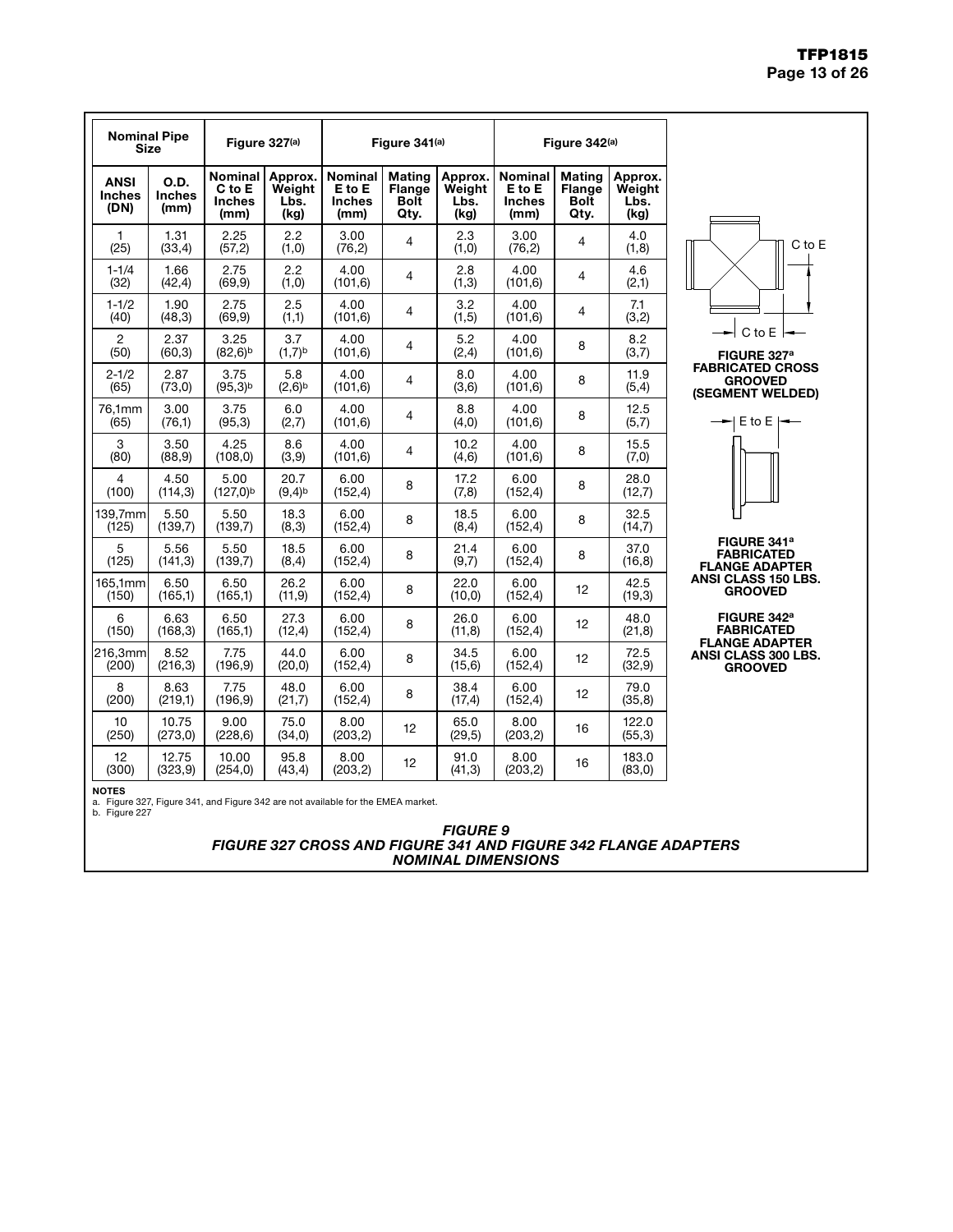| Nominal Pipe Size | | Figure 327[a] | | Figure 341[a] | | | Figure 342[a] | | |
|---|---|---|---|---|---|---|---|---|---|
| ANSI Inches (DN) | O.D. Inches (mm) | Nominal C to E Inches (mm) | Approx. Weight Lbs. (kg) | Nominal E to E Inches (mm) | Mating Flange Bolt Qty. | Approx. Weight Lbs. (kg) | Nominal E to E Inches (mm) | Mating Flange Bolt Qty. | Approx. Weight Lbs. (kg) |
| 1 (25) | 1.31 (33,4) | 2.25 (57,2) | 2.2 (1,0) | 3.00 (76,2) | 4 | 2.3 (1,0) | 3.00 (76,2) | 4 | 4.0 (1,8) |
| 1-1/4 (32) | 1.66 (42,4) | 2.75 (69,9) | 2.2 (1,0) | 4.00 (101,6) | 4 | 2.8 (1,3) | 4.00 (101,6) | 4 | 4.6 (2,1) |
| 1-1/2 (40) | 1.90 (48,3) | 2.75 (69,9) | 2.5 (1,1) | 4.00 (101,6) | 4 | 3.2 (1,5) | 4.00 (101,6) | 4 | 7.1 (3,2) |
| 2 (50) | 2.37 (60,3) | 3.25 (82,6)[b] | 3.7 (1,7)[b] | 4.00 (101,6) | 4 | 5.2 (2,4) | 4.00 (101,6) | 8 | 8.2 (3,7) |
| 2-1/2 (65) | 2.87 (73,0) | 3.75 (95,3)[b] | 5.8 (2,6)[b] | 4.00 (101,6) | 4 | 8.0 (3,6) | 4.00 (101,6) | 8 | 11.9 (5,4) |
| 76,1mm (65) | 3.00 (76,1) | 3.75 (95,3) | 6.0 (2,7) | 4.00 (101,6) | 4 | 8.8 (4,0) | 4.00 (101,6) | 8 | 12.5 (5,7) |
| 3 (80) | 3.50 (88,9) | 4.25 (108,0) | 8.6 (3,9) | 4.00 (101,6) | 4 | 10.2 (4,6) | 4.00 (101,6) | 8 | 15.5 (7,0) |
| 4 (100) | 4.50 (114,3) | 5.00 (127,0)[b] | 20.7 (9,4)[b] | 6.00 (152,4) | 8 | 17.2 (7,8) | 6.00 (152,4) | 8 | 28.0 (12,7) |
| 139,7mm (125) | 5.50 (139,7) | 5.50 (139,7) | 18.3 (8,3) | 6.00 (152,4) | 8 | 18.5 (8,4) | 6.00 (152,4) | 8 | 32.5 (14,7) |
| 5 (125) | 5.56 (141,3) | 5.50 (139,7) | 18.5 (8,4) | 6.00 (152,4) | 8 | 21.4 (9,7) | 6.00 (152,4) | 8 | 37.0 (16,8) |
| 165,1mm (150) | 6.50 (165,1) | 6.50 (165,1) | 26.2 (11,9) | 6.00 (152,4) | 8 | 22.0 (10,0) | 6.00 (152,4) | 12 | 42.5 (19,3) |
| 6 (150) | 6.63 (168,3) | 6.50 (165,1) | 27.3 (12,4) | 6.00 (152,4) | 8 | 26.0 (11,8) | 6.00 (152,4) | 12 | 48.0 (21,8) |
| 216,3mm (200) | 8.52 (216,3) | 7.75 (196,9) | 44.0 (20,0) | 6.00 (152,4) | 8 | 34.5 (15,6) | 6.00 (152,4) | 12 | 72.5 (32,9) |
| 8 (200) | 8.63 (219,1) | 7.75 (196,9) | 48.0 (21,7) | 6.00 (152,4) | 8 | 38.4 (17,4) | 6.00 (152,4) | 12 | 79.0 (35,8) |
| 10 (250) | 10.75 (273,0) | 9.00 (228,6) | 75.0 (34,0) | 8.00 (203,2) | 12 | 65.0 (29,5) | 8.00 (203,2) | 16 | 122.0 (55,3) |
| 12 (300) | 12.75 (323,9) | 10.00 (254,0) | 95.8 (43,4) | 8.00 (203,2) | 12 | 91.0 (41,3) | 8.00 (203,2) | 16 | 183.0 (83,0) |

C to E

C to E

**FIGURE 327[a] FABRICATED CROSS GROOVED (SEGMENT WELDED)**

E to E

**FIGURE 341[a] FABRICATED FLANGE ADAPTER ANSI CLASS 150 LBS. GROOVED**

**FIGURE 342[a] FABRICATED FLANGE ADAPTER ANSI CLASS 300 LBS. GROOVED**

**NOTES**

a. Figure 327, Figure 341, and Figure 342 are not available for the EMEA market.
b. Figure 227

***FIGURE 9***
***FIGURE 327 CROSS AND FIGURE 341 AND FIGURE 342 FLANGE ADAPTERS NOMINAL DIMENSIONS***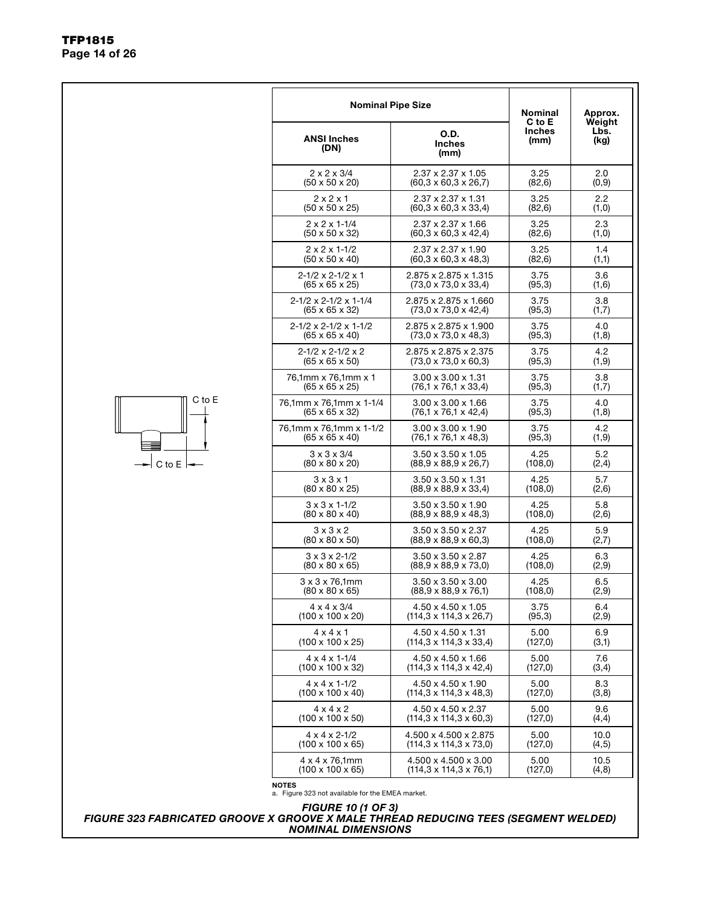| Nominal Pipe Size | | Nominal C to E Inches (mm) | Approx. Weight Lbs. (kg) |
|---|---|---|---|
| ANSI Inches (DN) | O.D. Inches (mm) | | |
| 2 x 2 x 3/4 (50 x 50 x 20) | 2.37 x 2.37 x 1.05 (60,3 x 60,3 x 26,7) | 3.25 (82,6) | 2.0 (0,9) |
| 2 x 2 x 1 (50 x 50 x 25) | 2.37 x 2.37 x 1.31 (60,3 x 60,3 x 33,4) | 3.25 (82,6) | 2.2 (1,0) |
| 2 x 2 x 1-1/4 (50 x 50 x 32) | 2.37 x 2.37 x 1.66 (60,3 x 60,3 x 42,4) | 3.25 (82,6) | 2.3 (1,0) |
| 2 x 2 x 1-1/2 (50 x 50 x 40) | 2.37 x 2.37 x 1.90 (60,3 x 60,3 x 48,3) | 3.25 (82,6) | 1.4 (1,1) |
| 2-1/2 x 2-1/2 x 1 (65 x 65 x 25) | 2.875 x 2.875 x 1.315 (73,0 x 73,0 x 33,4) | 3.75 (95,3) | 3.6 (1,6) |
| 2-1/2 x 2-1/2 x 1-1/4 (65 x 65 x 32) | 2.875 x 2.875 x 1.660 (73,0 x 73,0 x 42,4) | 3.75 (95,3) | 3.8 (1,7) |
| 2-1/2 x 2-1/2 x 1-1/2 (65 x 65 x 40) | 2.875 x 2.875 x 1.900 (73,0 x 73,0 x 48,3) | 3.75 (95,3) | 4.0 (1,8) |
| 2-1/2 x 2-1/2 x 2 (65 x 65 x 50) | 2.875 x 2.875 x 2.375 (73,0 x 73,0 x 60,3) | 3.75 (95,3) | 4.2 (1,9) |
| 76,1mm x 76,1mm x 1 (65 x 65 x 25) | 3.00 x 3.00 x 1.31 (76,1 x 76,1 x 33,4) | 3.75 (95,3) | 3.8 (1,7) |
| 76,1mm x 76,1mm x 1-1/4 (65 x 65 x 32) | 3.00 x 3.00 x 1.66 (76,1 x 76,1 x 42,4) | 3.75 (95,3) | 4.0 (1,8) |
| 76,1mm x 76,1mm x 1-1/2 (65 x 65 x 40) | 3.00 x 3.00 x 1.90 (76,1 x 76,1 x 48,3) | 3.75 (95,3) | 4.2 (1,9) |
| 3 x 3 x 3/4 (80 x 80 x 20) | 3.50 x 3.50 x 1.05 (88,9 x 88,9 x 26,7) | 4.25 (108,0) | 5.2 (2,4) |
| 3 x 3 x 1 (80 x 80 x 25) | 3.50 x 3.50 x 1.31 (88,9 x 88,9 x 33,4) | 4.25 (108,0) | 5.7 (2,6) |
| 3 x 3 x 1-1/2 (80 x 80 x 40) | 3.50 x 3.50 x 1.90 (88,9 x 88,9 x 48,3) | 4.25 (108,0) | 5.8 (2,6) |
| 3 x 3 x 2 (80 x 80 x 50) | 3.50 x 3.50 x 2.37 (88,9 x 88,9 x 60,3) | 4.25 (108,0) | 5.9 (2,7) |
| 3 x 3 x 2-1/2 (80 x 80 x 65) | 3.50 x 3.50 x 2.87 (88,9 x 88,9 x 73,0) | 4.25 (108,0) | 6.3 (2,9) |
| 3 x 3 x 76,1mm (80 x 80 x 65) | 3.50 x 3.50 x 3.00 (88,9 x 88,9 x 76,1) | 4.25 (108,0) | 6.5 (2,9) |
| 4 x 4 x 3/4 (100 x 100 x 20) | 4.50 x 4.50 x 1.05 (114,3 x 114,3 x 26,7) | 3.75 (95,3) | 6.4 (2,9) |
| 4 x 4 x 1 (100 x 100 x 25) | 4.50 x 4.50 x 1.31 (114,3 x 114,3 x 33,4) | 5.00 (127,0) | 6.9 (3,1) |
| 4 x 4 x 1-1/4 (100 x 100 x 32) | 4.50 x 4.50 x 1.66 (114,3 x 114,3 x 42,4) | 5.00 (127,0) | 7.6 (3,4) |
| 4 x 4 x 1-1/2 (100 x 100 x 40) | 4.50 x 4.50 x 1.90 (114,3 x 114,3 x 48,3) | 5.00 (127,0) | 8.3 (3,8) |
| 4 x 4 x 2 (100 x 100 x 50) | 4.50 x 4.50 x 2.37 (114,3 x 114,3 x 60,3) | 5.00 (127,0) | 9.6 (4,4) |
| 4 x 4 x 2-1/2 (100 x 100 x 65) | 4.500 x 4.500 x 2.875 (114,3 x 114,3 x 73,0) | 5.00 (127,0) | 10.0 (4,5) |
| 4 x 4 x 76,1mm (100 x 100 x 65) | 4.500 x 4.500 x 3.00 (114,3 x 114,3 x 76,1) | 5.00 (127,0) | 10.5 (4,8) |

**NOTES**
a. Figure 323 not available for the EMEA market.

C to E

C to E

*FIGURE 10 (1 OF 3)*
*FIGURE 323 FABRICATED GROOVE X GROOVE X MALE THREAD REDUCING TEES (SEGMENT WELDED)*
*NOMINAL DIMENSIONS*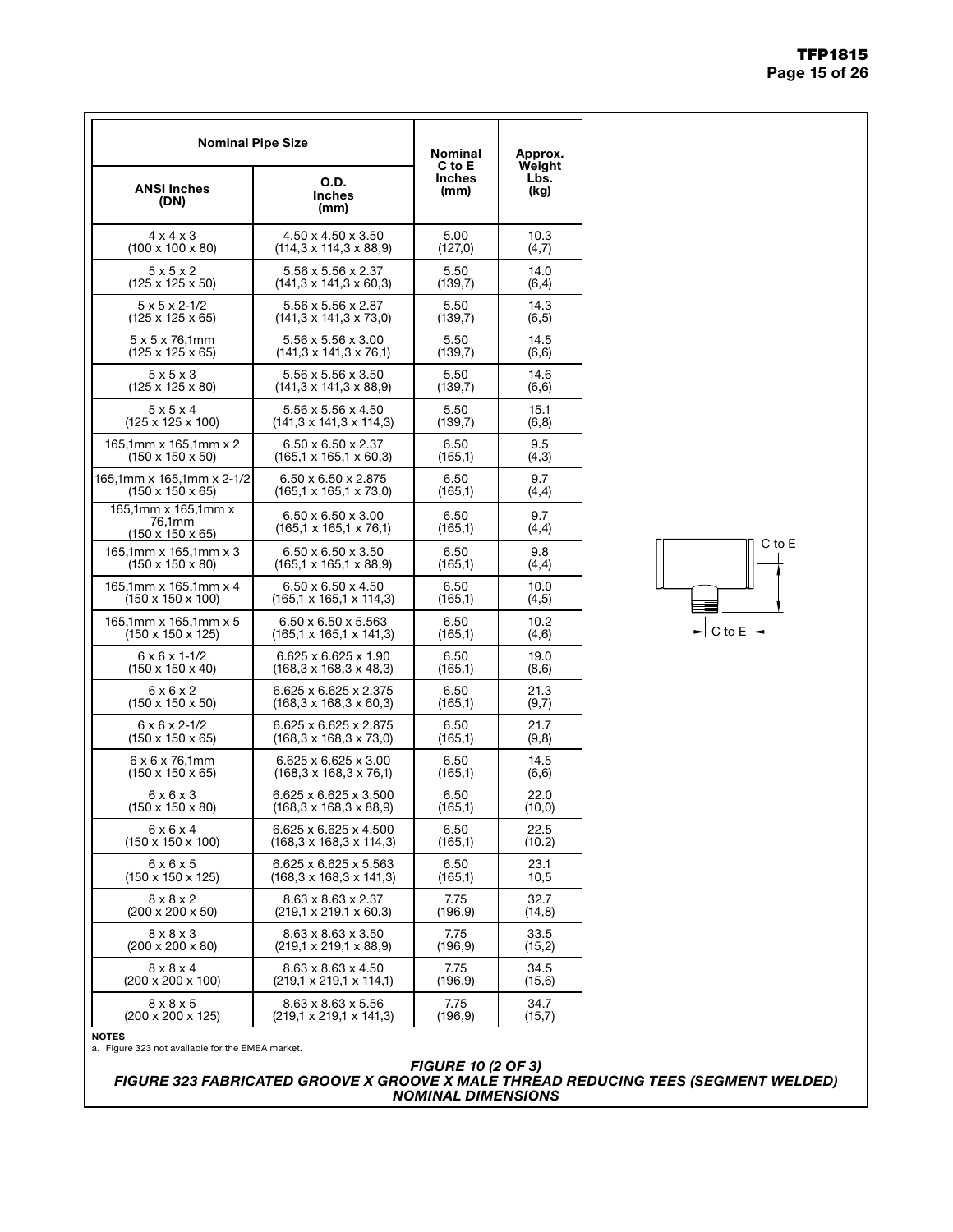| Nominal Pipe Size | | Nominal C to E Inches (mm) | Approx. Weight Lbs. (kg) |
|---|---|---|---|
| ANSI Inches (DN) | O.D. Inches (mm) | | |
| 4 x 4 x 3 (100 x 100 x 80) | 4.50 x 4.50 x 3.50 (114,3 x 114,3 x 88,9) | 5.00 (127,0) | 10.3 (4,7) |
| 5 x 5 x 2 (125 x 125 x 50) | 5.56 x 5.56 x 2.37 (141,3 x 141,3 x 60,3) | 5.50 (139,7) | 14.0 (6,4) |
| 5 x 5 x 2-1/2 (125 x 125 x 65) | 5.56 x 5.56 x 2.87 (141,3 x 141,3 x 73,0) | 5.50 (139,7) | 14.3 (6,5) |
| 5 x 5 x 76,1mm (125 x 125 x 65) | 5.56 x 5.56 x 3.00 (141,3 x 141,3 x 76,1) | 5.50 (139,7) | 14.5 (6,6) |
| 5 x 5 x 3 (125 x 125 x 80) | 5.56 x 5.56 x 3.50 (141,3 x 141,3 x 88,9) | 5.50 (139,7) | 14.6 (6,6) |
| 5 x 5 x 4 (125 x 125 x 100) | 5.56 x 5.56 x 4.50 (141,3 x 141,3 x 114,3) | 5.50 (139,7) | 15.1 (6,8) |
| 165,1mm x 165,1mm x 2 (150 x 150 x 50) | 6.50 x 6.50 x 2.37 (165,1 x 165,1 x 60,3) | 6.50 (165,1) | 9.5 (4,3) |
| 165,1mm x 165,1mm x 2-1/2 (150 x 150 x 65) | 6.50 x 6.50 x 2.875 (165,1 x 165,1 x 73,0) | 6.50 (165,1) | 9.7 (4,4) |
| 165,1mm x 165,1mm x 76,1mm (150 x 150 x 65) | 6.50 x 6.50 x 3.00 (165,1 x 165,1 x 76,1) | 6.50 (165,1) | 9.7 (4,4) |
| 165,1mm x 165,1mm x 3 (150 x 150 x 80) | 6.50 x 6.50 x 3.50 (165,1 x 165,1 x 88,9) | 6.50 (165,1) | 9.8 (4,4) |
| 165,1mm x 165,1mm x 4 (150 x 150 x 100) | 6.50 x 6.50 x 4.50 (165,1 x 165,1 x 114,3) | 6.50 (165,1) | 10.0 (4,5) |
| 165,1mm x 165,1mm x 5 (150 x 150 x 125) | 6.50 x 6.50 x 5.563 (165,1 x 165,1 x 141,3) | 6.50 (165,1) | 10.2 (4,6) |
| 6 x 6 x 1-1/2 (150 x 150 x 40) | 6.625 x 6.625 x 1.90 (168,3 x 168,3 x 48,3) | 6.50 (165,1) | 19.0 (8,6) |
| 6 x 6 x 2 (150 x 150 x 50) | 6.625 x 6.625 x 2.375 (168,3 x 168,3 x 60,3) | 6.50 (165,1) | 21.3 (9,7) |
| 6 x 6 x 2-1/2 (150 x 150 x 65) | 6.625 x 6.625 x 2.875 (168,3 x 168,3 x 73,0) | 6.50 (165,1) | 21.7 (9,8) |
| 6 x 6 x 76,1mm (150 x 150 x 65) | 6.625 x 6.625 x 3.00 (168,3 x 168,3 x 76,1) | 6.50 (165,1) | 14.5 (6,6) |
| 6 x 6 x 3 (150 x 150 x 80) | 6.625 x 6.625 x 3.500 (168,3 x 168,3 x 88,9) | 6.50 (165,1) | 22.0 (10,0) |
| 6 x 6 x 4 (150 x 150 x 100) | 6.625 x 6.625 x 4.500 (168,3 x 168,3 x 114,3) | 6.50 (165,1) | 22.5 (10.2) |
| 6 x 6 x 5 (150 x 150 x 125) | 6.625 x 6.625 x 5.563 (168,3 x 168,3 x 141,3) | 6.50 (165,1) | 23.1 10,5 |
| 8 x 8 x 2 (200 x 200 x 50) | 8.63 x 8.63 x 2.37 (219,1 x 219,1 x 60,3) | 7.75 (196,9) | 32.7 (14,8) |
| 8 x 8 x 3 (200 x 200 x 80) | 8.63 x 8.63 x 3.50 (219,1 x 219,1 x 88,9) | 7.75 (196,9) | 33.5 (15,2) |
| 8 x 8 x 4 (200 x 200 x 100) | 8.63 x 8.63 x 4.50 (219,1 x 219,1 x 114,1) | 7.75 (196,9) | 34.5 (15,6) |
| 8 x 8 x 5 (200 x 200 x 125) | 8.63 x 8.63 x 5.56 (219,1 x 219,1 x 141,3) | 7.75 (196,9) | 34.7 (15,7) |

C to E

C to E

**NOTES**

a. Figure 323 not available for the EMEA market.

***FIGURE 10 (2 OF 3)***
***FIGURE 323 FABRICATED GROOVE X GROOVE X MALE THREAD REDUCING TEES (SEGMENT WELDED)***
***NOMINAL DIMENSIONS***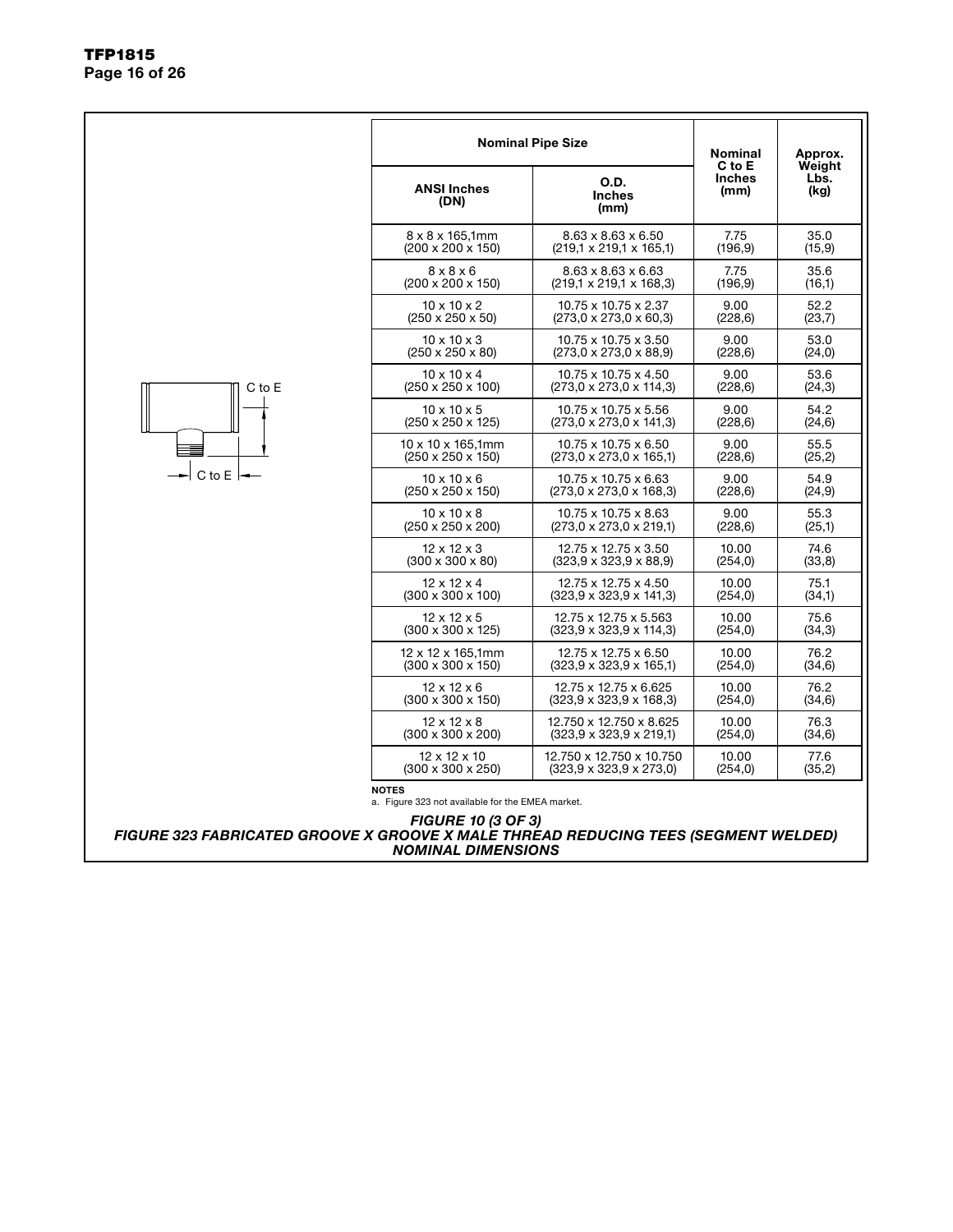| Nominal Pipe Size | | Nominal C to E Inches (mm) | Approx. Weight Lbs. (kg) |
|---|---|---|---|
| ANSI Inches (DN) | O.D. Inches (mm) | | |
| 8 x 8 x 165,1mm (200 x 200 x 150) | 8.63 x 8.63 x 6.50 (219,1 x 219,1 x 165,1) | 7.75 (196,9) | 35.0 (15,9) |
| 8 x 8 x 6 (200 x 200 x 150) | 8.63 x 8.63 x 6.63 (219,1 x 219,1 x 168,3) | 7.75 (196,9) | 35.6 (16,1) |
| 10 x 10 x 2 (250 x 250 x 50) | 10.75 x 10.75 x 2.37 (273,0 x 273,0 x 60,3) | 9.00 (228,6) | 52.2 (23,7) |
| 10 x 10 x 3 (250 x 250 x 80) | 10.75 x 10.75 x 3.50 (273,0 x 273,0 x 88,9) | 9.00 (228,6) | 53.0 (24,0) |
| 10 x 10 x 4 (250 x 250 x 100) | 10.75 x 10.75 x 4.50 (273,0 x 273,0 x 114,3) | 9.00 (228,6) | 53.6 (24,3) |
| 10 x 10 x 5 (250 x 250 x 125) | 10.75 x 10.75 x 5.56 (273,0 x 273,0 x 141,3) | 9.00 (228,6) | 54.2 (24,6) |
| 10 x 10 x 165,1mm (250 x 250 x 150) | 10.75 x 10.75 x 6.50 (273,0 x 273,0 x 165,1) | 9.00 (228,6) | 55.5 (25,2) |
| 10 x 10 x 6 (250 x 250 x 150) | 10.75 x 10.75 x 6.63 (273,0 x 273,0 x 168,3) | 9.00 (228,6) | 54.9 (24,9) |
| 10 x 10 x 8 (250 x 250 x 200) | 10.75 x 10.75 x 8.63 (273,0 x 273,0 x 219,1) | 9.00 (228,6) | 55.3 (25,1) |
| 12 x 12 x 3 (300 x 300 x 80) | 12.75 x 12.75 x 3.50 (323,9 x 323,9 x 88,9) | 10.00 (254,0) | 74.6 (33,8) |
| 12 x 12 x 4 (300 x 300 x 100) | 12.75 x 12.75 x 4.50 (323,9 x 323,9 x 141,3) | 10.00 (254,0) | 75.1 (34,1) |
| 12 x 12 x 5 (300 x 300 x 125) | 12.75 x 12.75 x 5.563 (323,9 x 323,9 x 114,3) | 10.00 (254,0) | 75.6 (34,3) |
| 12 x 12 x 165,1mm (300 x 300 x 150) | 12.75 x 12.75 x 6.50 (323,9 x 323,9 x 165,1) | 10.00 (254,0) | 76.2 (34,6) |
| 12 x 12 x 6 (300 x 300 x 150) | 12.75 x 12.75 x 6.625 (323,9 x 323,9 x 168,3) | 10.00 (254,0) | 76.2 (34,6) |
| 12 x 12 x 8 (300 x 300 x 200) | 12.750 x 12.750 x 8.625 (323,9 x 323,9 x 219,1) | 10.00 (254,0) | 76.3 (34,6) |
| 12 x 12 x 10 (300 x 300 x 250) | 12.750 x 12.750 x 10.750 (323,9 x 323,9 x 273,0) | 10.00 (254,0) | 77.6 (35,2) |

**NOTES**

a. Figure 323 not available for the EMEA market.

C to E

C to E

***FIGURE 10 (3 OF 3)***
***FIGURE 323 FABRICATED GROOVE X GROOVE X MALE THREAD REDUCING TEES (SEGMENT WELDED)***
***NOMINAL DIMENSIONS***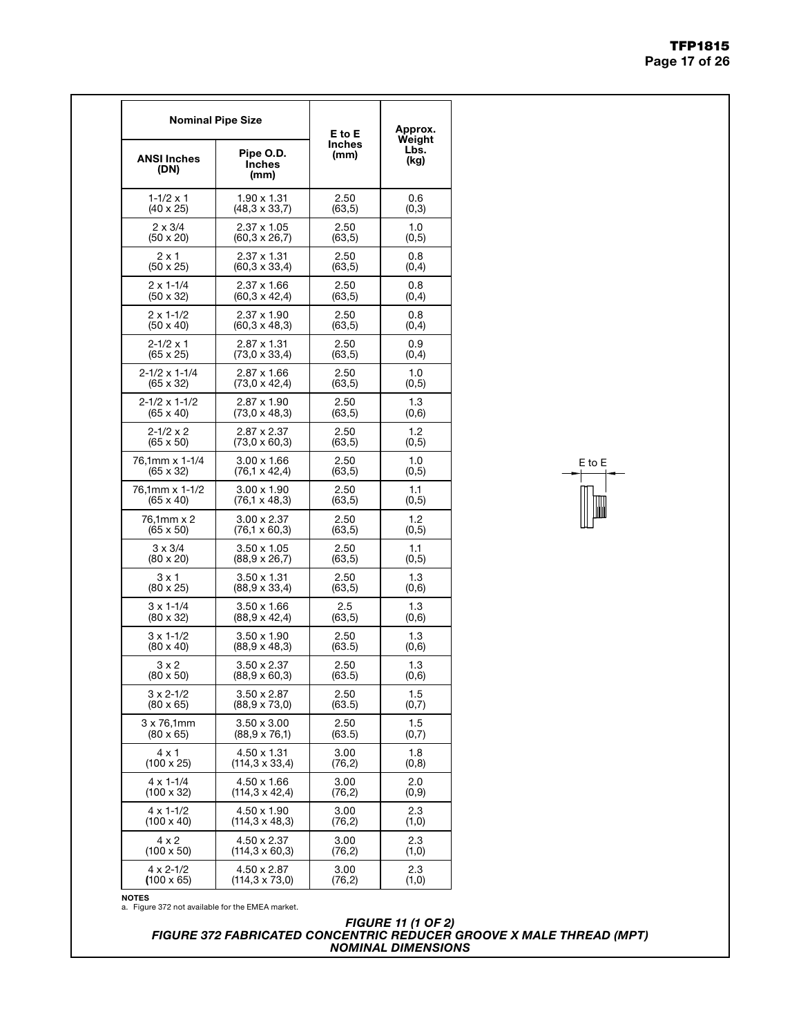| Nominal Pipe Size | | E to E Inches (mm) | Approx. Weight Lbs. (kg) |
|---|---|---|---|
| ANSI Inches (DN) | Pipe O.D. Inches (mm) | | |
| 1-1/2 x 1 (40 x 25) | 1.90 x 1.31 (48,3 x 33,7) | 2.50 (63,5) | 0.6 (0,3) |
| 2 x 3/4 (50 x 20) | 2.37 x 1.05 (60,3 x 26,7) | 2.50 (63,5) | 1.0 (0,5) |
| 2 x 1 (50 x 25) | 2.37 x 1.31 (60,3 x 33,4) | 2.50 (63,5) | 0.8 (0,4) |
| 2 x 1-1/4 (50 x 32) | 2.37 x 1.66 (60,3 x 42,4) | 2.50 (63,5) | 0.8 (0,4) |
| 2 x 1-1/2 (50 x 40) | 2.37 x 1.90 (60,3 x 48,3) | 2.50 (63,5) | 0.8 (0,4) |
| 2-1/2 x 1 (65 x 25) | 2.87 x 1.31 (73,0 x 33,4) | 2.50 (63,5) | 0.9 (0,4) |
| 2-1/2 x 1-1/4 (65 x 32) | 2.87 x 1.66 (73,0 x 42,4) | 2.50 (63,5) | 1.0 (0,5) |
| 2-1/2 x 1-1/2 (65 x 40) | 2.87 x 1.90 (73,0 x 48,3) | 2.50 (63,5) | 1.3 (0,6) |
| 2-1/2 x 2 (65 x 50) | 2.87 x 2.37 (73,0 x 60,3) | 2.50 (63,5) | 1.2 (0,5) |
| 76,1mm x 1-1/4 (65 x 32) | 3.00 x 1.66 (76,1 x 42,4) | 2.50 (63,5) | 1.0 (0,5) |
| 76,1mm x 1-1/2 (65 x 40) | 3.00 x 1.90 (76,1 x 48,3) | 2.50 (63,5) | 1.1 (0,5) |
| 76,1mm x 2 (65 x 50) | 3.00 x 2.37 (76,1 x 60,3) | 2.50 (63,5) | 1.2 (0,5) |
| 3 x 3/4 (80 x 20) | 3.50 x 1.05 (88,9 x 26,7) | 2.50 (63,5) | 1.1 (0,5) |
| 3 x 1 (80 x 25) | 3.50 x 1.31 (88,9 x 33,4) | 2.50 (63,5) | 1.3 (0,6) |
| 3 x 1-1/4 (80 x 32) | 3.50 x 1.66 (88,9 x 42,4) | 2.5 (63,5) | 1.3 (0,6) |
| 3 x 1-1/2 (80 x 40) | 3.50 x 1.90 (88,9 x 48,3) | 2.50 (63.5) | 1.3 (0,6) |
| 3 x 2 (80 x 50) | 3.50 x 2.37 (88,9 x 60,3) | 2.50 (63.5) | 1.3 (0,6) |
| 3 x 2-1/2 (80 x 65) | 3.50 x 2.87 (88,9 x 73,0) | 2.50 (63.5) | 1.5 (0,7) |
| 3 x 76,1mm (80 x 65) | 3.50 x 3.00 (88,9 x 76,1) | 2.50 (63.5) | 1.5 (0,7) |
| 4 x 1 (100 x 25) | 4.50 x 1.31 (114,3 x 33,4) | 3.00 (76,2) | 1.8 (0,8) |
| 4 x 1-1/4 (100 x 32) | 4.50 x 1.66 (114,3 x 42,4) | 3.00 (76,2) | 2.0 (0,9) |
| 4 x 1-1/2 (100 x 40) | 4.50 x 1.90 (114,3 x 48,3) | 3.00 (76,2) | 2.3 (1,0) |
| 4 x 2 (100 x 50) | 4.50 x 2.37 (114,3 x 60,3) | 3.00 (76,2) | 2.3 (1,0) |
| 4 x 2-1/2 (100 x 65) | 4.50 x 2.87 (114,3 x 73,0) | 3.00 (76,2) | 2.3 (1,0) |

E to E

**NOTES**
a. Figure 372 not available for the EMEA market.

***FIGURE 11 (1 OF 2)***
***FIGURE 372 FABRICATED CONCENTRIC REDUCER GROOVE X MALE THREAD (MPT)***
***NOMINAL DIMENSIONS***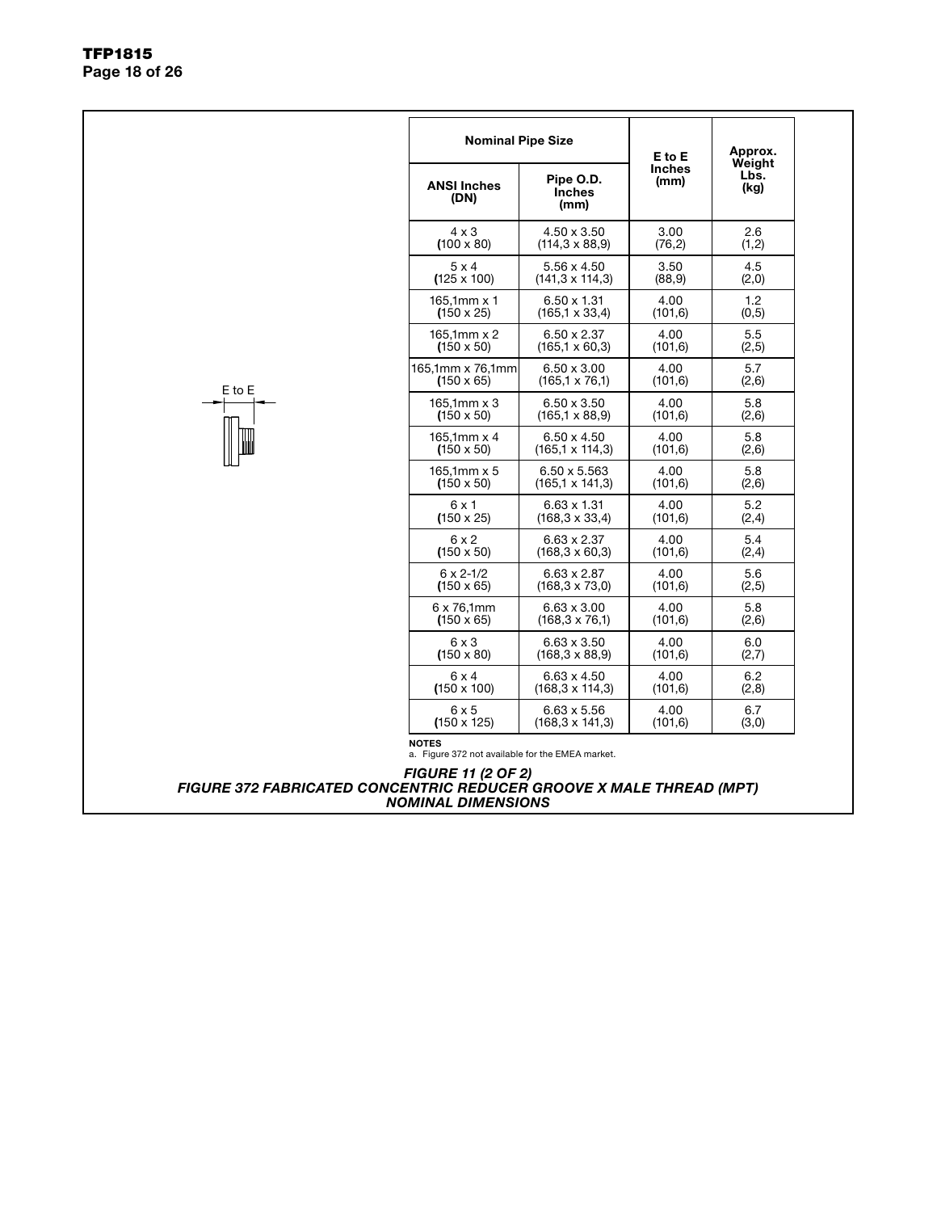E to E

| Nominal Pipe Size | | E to E Inches (mm) | Approx. Weight Lbs. (kg) |
|---|---|---|---|
| ANSI Inches (DN) | Pipe O.D. Inches (mm) | | |
| 4 x 3 (100 x 80) | 4.50 x 3.50 (114,3 x 88,9) | 3.00 (76,2) | 2.6 (1,2) |
| 5 x 4 (125 x 100) | 5.56 x 4.50 (141,3 x 114,3) | 3.50 (88,9) | 4.5 (2,0) |
| 165,1mm x 1 (150 x 25) | 6.50 x 1.31 (165,1 x 33,4) | 4.00 (101,6) | 1.2 (0,5) |
| 165,1mm x 2 (150 x 50) | 6.50 x 2.37 (165,1 x 60,3) | 4.00 (101,6) | 5.5 (2,5) |
| 165,1mm x 76,1mm (150 x 65) | 6.50 x 3.00 (165,1 x 76,1) | 4.00 (101,6) | 5.7 (2,6) |
| 165,1mm x 3 (150 x 50) | 6.50 x 3.50 (165,1 x 88,9) | 4.00 (101,6) | 5.8 (2,6) |
| 165,1mm x 4 (150 x 50) | 6.50 x 4.50 (165,1 x 114,3) | 4.00 (101,6) | 5.8 (2,6) |
| 165,1mm x 5 (150 x 50) | 6.50 x 5.563 (165,1 x 141,3) | 4.00 (101,6) | 5.8 (2,6) |
| 6 x 1 (150 x 25) | 6.63 x 1.31 (168,3 x 33,4) | 4.00 (101,6) | 5.2 (2,4) |
| 6 x 2 (150 x 50) | 6.63 x 2.37 (168,3 x 60,3) | 4.00 (101,6) | 5.4 (2,4) |
| 6 x 2-1/2 (150 x 65) | 6.63 x 2.87 (168,3 x 73,0) | 4.00 (101,6) | 5.6 (2,5) |
| 6 x 76,1mm (150 x 65) | 6.63 x 3.00 (168,3 x 76,1) | 4.00 (101,6) | 5.8 (2,6) |
| 6 x 3 (150 x 80) | 6.63 x 3.50 (168,3 x 88,9) | 4.00 (101,6) | 6.0 (2,7) |
| 6 x 4 (150 x 100) | 6.63 x 4.50 (168,3 x 114,3) | 4.00 (101,6) | 6.2 (2,8) |
| 6 x 5 (150 x 125) | 6.63 x 5.56 (168,3 x 141,3) | 4.00 (101,6) | 6.7 (3,0) |

**NOTES**
a. Figure 372 not available for the EMEA market.

*FIGURE 11 (2 OF 2)*
*FIGURE 372 FABRICATED CONCENTRIC REDUCER GROOVE X MALE THREAD (MPT)*
*NOMINAL DIMENSIONS*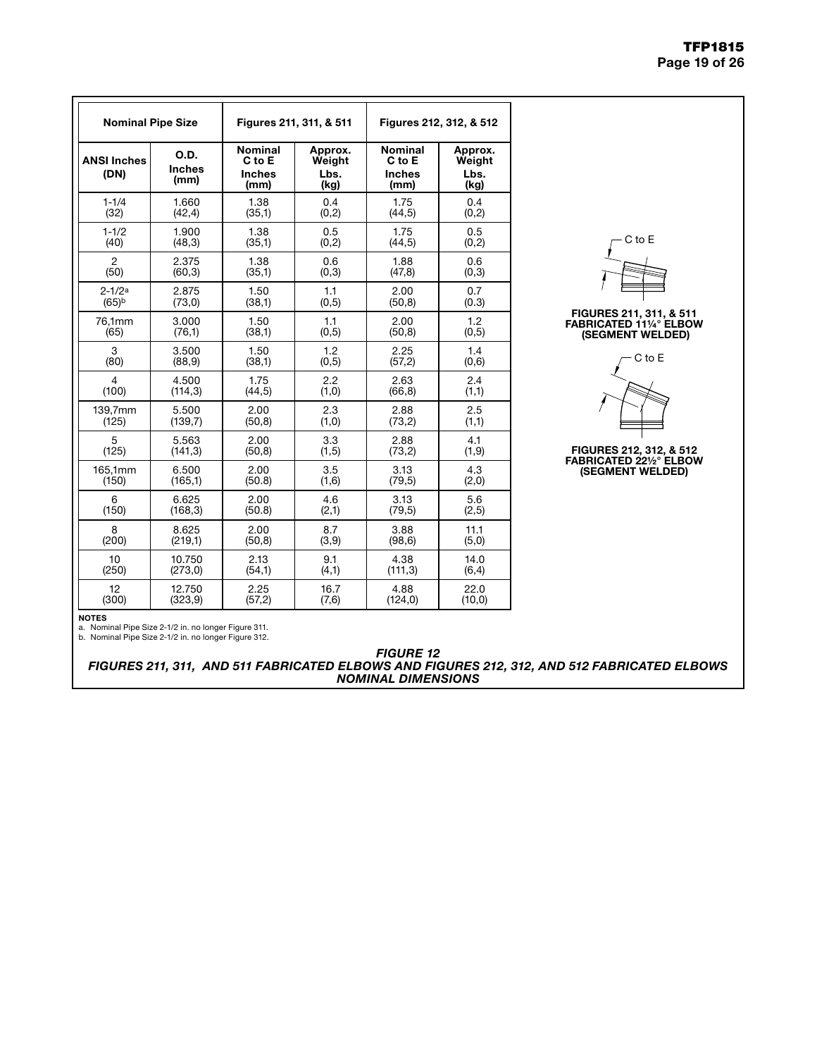| Nominal Pipe Size | | Figures 211, 311, & 511 | | Figures 212, 312, & 512 | |
|---|---|---|---|---|---|
| ANSI Inches (DN) | O.D. Inches (mm) | Nominal C to E Inches (mm) | Approx. Weight Lbs. (kg) | Nominal C to E Inches (mm) | Approx. Weight Lbs. (kg) |
| 1-1/4 (32) | 1.660 (42,4) | 1.38 (35,1) | 0.4 (0,2) | 1.75 (44,5) | 0.4 (0,2) |
| 1-1/2 (40) | 1.900 (48,3) | 1.38 (35,1) | 0.5 (0,2) | 1.75 (44,5) | 0.5 (0,2) |
| 2 (50) | 2.375 (60,3) | 1.38 (35,1) | 0.6 (0,3) | 1.88 (47,8) | 0.6 (0,3) |
| 2-1/2[a] (65)[b] | 2.875 (73,0) | 1.50 (38,1) | 1.1 (0,5) | 2.00 (50,8) | 0.7 (0.3) |
| 76,1mm (65) | 3.000 (76,1) | 1.50 (38,1) | 1.1 (0,5) | 2.00 (50,8) | 1.2 (0,5) |
| 3 (80) | 3.500 (88,9) | 1.50 (38,1) | 1.2 (0,5) | 2.25 (57,2) | 1.4 (0,6) |
| 4 (100) | 4.500 (114,3) | 1.75 (44,5) | 2.2 (1,0) | 2.63 (66,8) | 2.4 (1,1) |
| 139,7mm (125) | 5.500 (139,7) | 2.00 (50,8) | 2.3 (1,0) | 2.88 (73,2) | 2.5 (1,1) |
| 5 (125) | 5.563 (141,3) | 2.00 (50,8) | 3.3 (1,5) | 2.88 (73,2) | 4.1 (1,9) |
| 165,1mm (150) | 6.500 (165,1) | 2.00 (50.8) | 3.5 (1,6) | 3.13 (79,5) | 4.3 (2,0) |
| 6 (150) | 6.625 (168,3) | 2.00 (50.8) | 4.6 (2,1) | 3.13 (79,5) | 5.6 (2,5) |
| 8 (200) | 8.625 (219,1) | 2.00 (50,8) | 8.7 (3,9) | 3.88 (98,6) | 11.1 (5,0) |
| 10 (250) | 10.750 (273,0) | 2.13 (54,1) | 9.1 (4,1) | 4.38 (111,3) | 14.0 (6,4) |
| 12 (300) | 12.750 (323,9) | 2.25 (57,2) | 16.7 (7,6) | 4.88 (124,0) | 22.0 (10,0) |

**NOTES**

a. Nominal Pipe Size 2-1/2 in. no longer Figure 311.
b. Nominal Pipe Size 2-1/2 in. no longer Figure 312.

C to E

**FIGURES 211, 311, & 511 FABRICATED 11¼° ELBOW (SEGMENT WELDED)**

C to E

**FIGURES 212, 312, & 512 FABRICATED 22½° ELBOW (SEGMENT WELDED)**

***FIGURE 12***
***FIGURES 211, 311, AND 511 FABRICATED ELBOWS AND FIGURES 212, 312, AND 512 FABRICATED ELBOWS NOMINAL DIMENSIONS***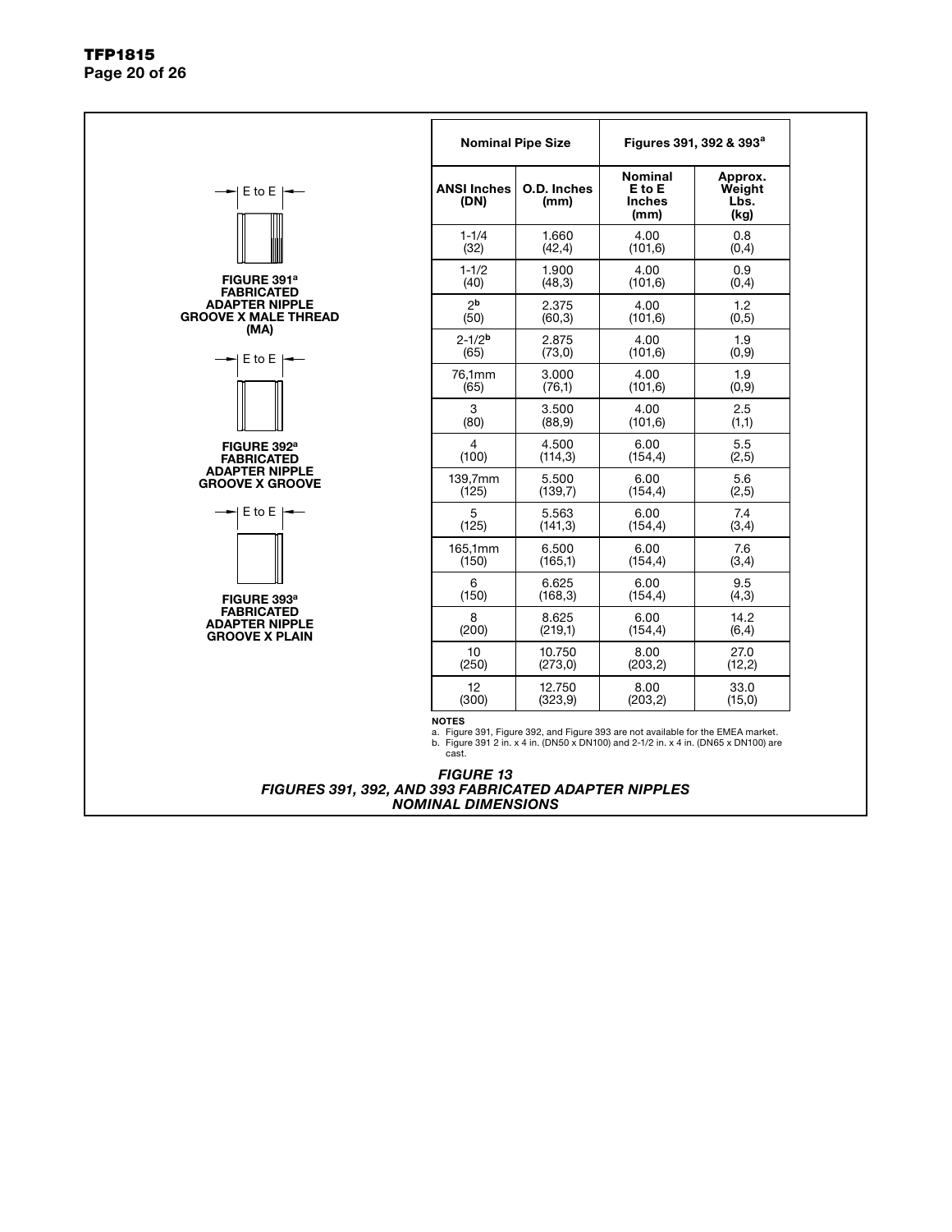E to E

**FIGURE 391[a]**
**FABRICATED ADAPTER NIPPLE GROOVE X MALE THREAD (MA)**

E to E

**FIGURE 392[a]**
**FABRICATED ADAPTER NIPPLE GROOVE X GROOVE**

E to E

**FIGURE 393[a]**
**FABRICATED ADAPTER NIPPLE GROOVE X PLAIN**

| Nominal Pipe Size | | Figures 391, 392 & 393[a] | |
|---|---|---|---|
| **ANSI Inches (DN)** | **O.D. Inches (mm)** | **Nominal E to E Inches (mm)** | **Approx. Weight Lbs. (kg)** |
| 1-1/4 (32) | 1.660 (42,4) | 4.00 (101,6) | 0.8 (0,4) |
| 1-1/2 (40) | 1.900 (48,3) | 4.00 (101,6) | 0.9 (0,4) |
| 2[b] (50) | 2.375 (60,3) | 4.00 (101,6) | 1.2 (0,5) |
| 2-1/2[b] (65) | 2.875 (73,0) | 4.00 (101,6) | 1.9 (0,9) |
| 76,1mm (65) | 3.000 (76,1) | 4.00 (101,6) | 1.9 (0,9) |
| 3 (80) | 3.500 (88,9) | 4.00 (101,6) | 2.5 (1,1) |
| 4 (100) | 4.500 (114,3) | 6.00 (154,4) | 5.5 (2,5) |
| 139,7mm (125) | 5.500 (139,7) | 6.00 (154,4) | 5.6 (2,5) |
| 5 (125) | 5.563 (141,3) | 6.00 (154,4) | 7.4 (3,4) |
| 165,1mm (150) | 6.500 (165,1) | 6.00 (154,4) | 7.6 (3,4) |
| 6 (150) | 6.625 (168,3) | 6.00 (154,4) | 9.5 (4,3) |
| 8 (200) | 8.625 (219,1) | 6.00 (154,4) | 14.2 (6,4) |
| 10 (250) | 10.750 (273,0) | 8.00 (203,2) | 27.0 (12,2) |
| 12 (300) | 12.750 (323,9) | 8.00 (203,2) | 33.0 (15,0) |

**NOTES**

a. Figure 391, Figure 392, and Figure 393 are not available for the EMEA market.

b. Figure 391 2 in. x 4 in. (DN50 x DN100) and 2-1/2 in. x 4 in. (DN65 x DN100) are cast.

***FIGURE 13***
***FIGURES 391, 392, AND 393 FABRICATED ADAPTER NIPPLES NOMINAL DIMENSIONS***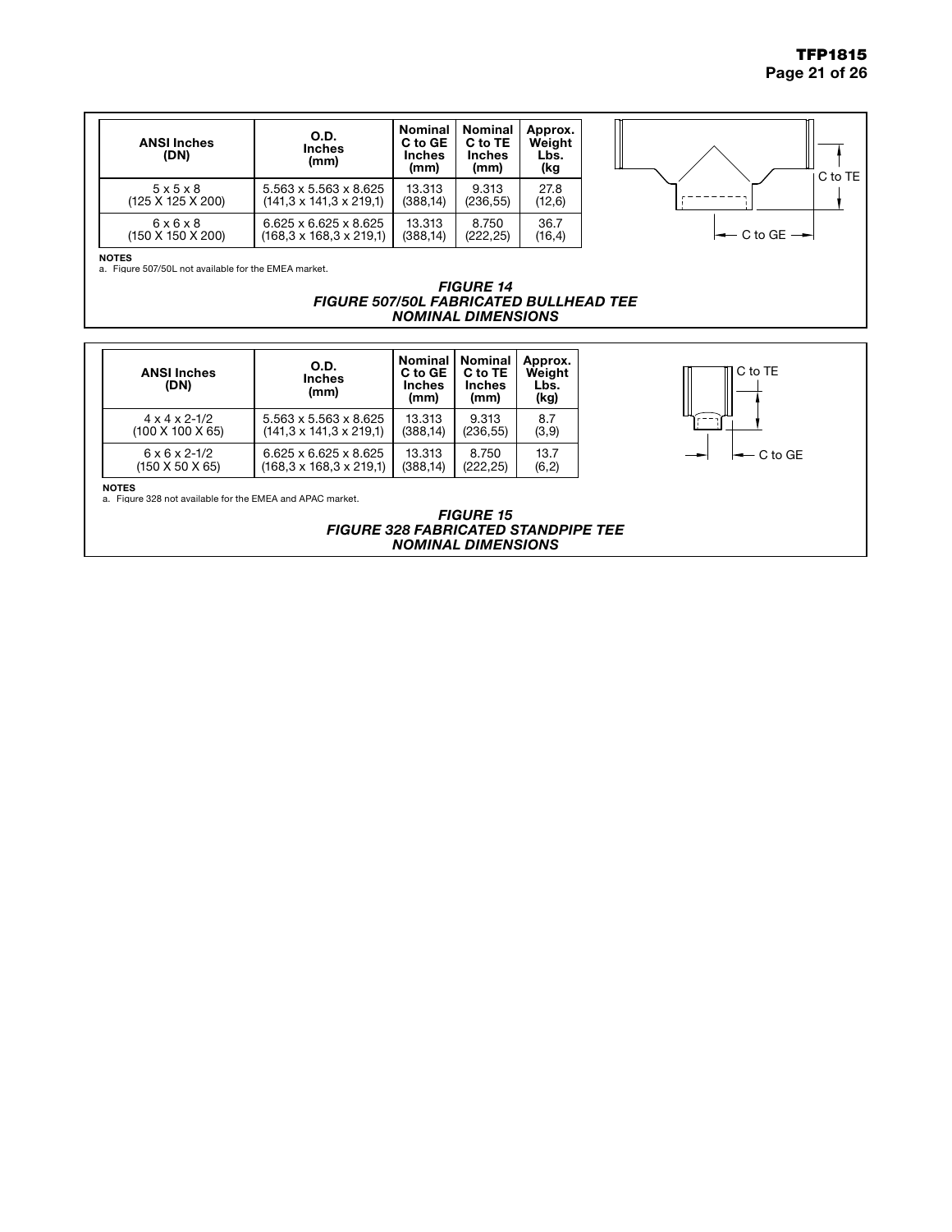| ANSI Inches (DN) | O.D. Inches (mm) | Nominal C to GE Inches (mm) | Nominal C to TE Inches (mm) | Approx. Weight Lbs. (kg |
|---|---|---|---|---|
| 5 x 5 x 8 (125 X 125 X 200) | 5.563 x 5.563 x 8.625 (141,3 x 141,3 x 219,1) | 13.313 (388,14) | 9.313 (236,55) | 27.8 (12,6) |
| 6 x 6 x 8 (150 X 150 X 200) | 6.625 x 6.625 x 8.625 (168,3 x 168,3 x 219,1) | 13.313 (388,14) | 8.750 (222,25) | 36.7 (16,4) |

C to TE

C to GE

**NOTES**

a. Figure 507/50L not available for the EMEA market.

***FIGURE 14***
***FIGURE 507/50L FABRICATED BULLHEAD TEE***
***NOMINAL DIMENSIONS***

| ANSI Inches (DN) | O.D. Inches (mm) | Nominal C to GE Inches (mm) | Nominal C to TE Inches (mm) | Approx. Weight Lbs. (kg) |
|---|---|---|---|---|
| 4 x 4 x 2-1/2 (100 X 100 X 65) | 5.563 x 5.563 x 8.625 (141,3 x 141,3 x 219,1) | 13.313 (388,14) | 9.313 (236,55) | 8.7 (3,9) |
| 6 x 6 x 2-1/2 (150 X 50 X 65) | 6.625 x 6.625 x 8.625 (168,3 x 168,3 x 219,1) | 13.313 (388,14) | 8.750 (222,25) | 13.7 (6,2) |

C to TE

C to GE

**NOTES**

a. Figure 328 not available for the EMEA and APAC market.

***FIGURE 15***
***FIGURE 328 FABRICATED STANDPIPE TEE***
***NOMINAL DIMENSIONS***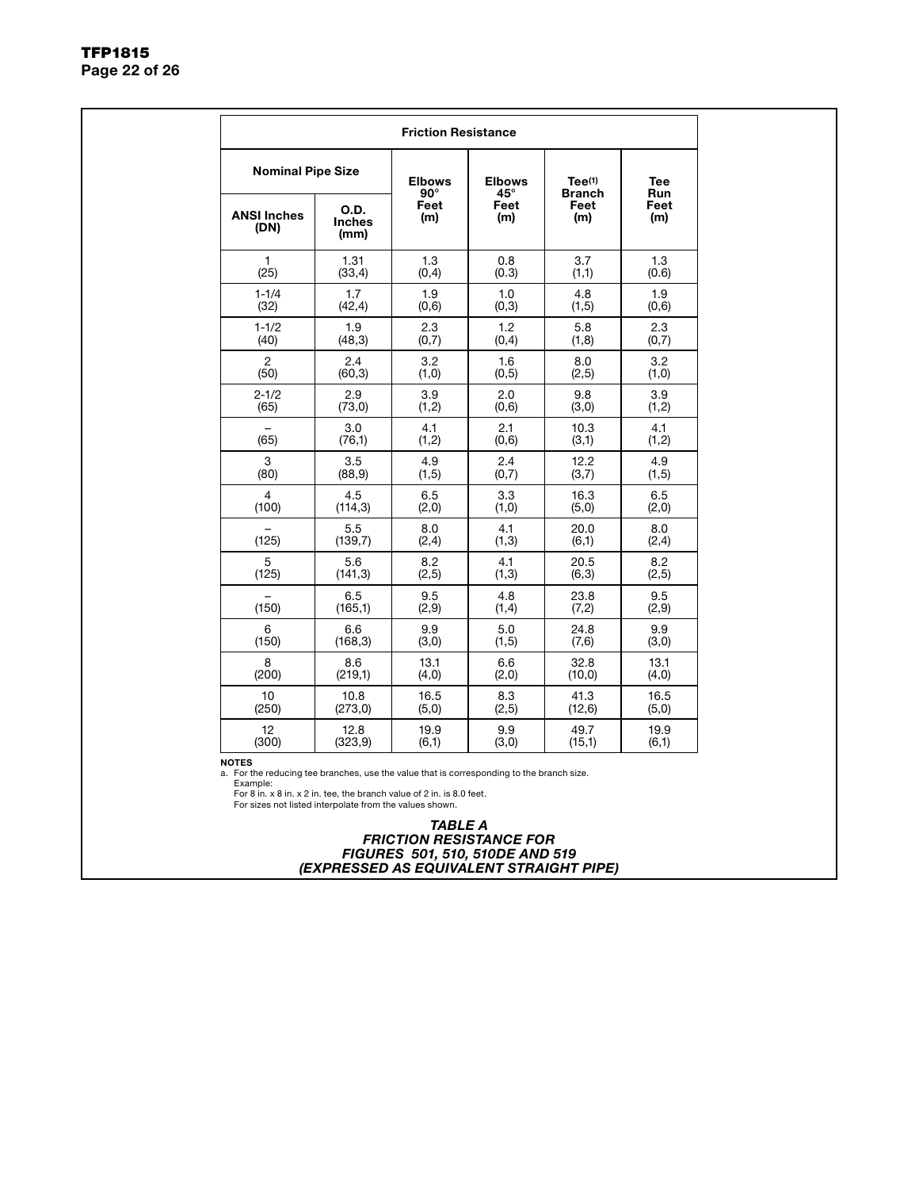| Friction Resistance | | | | | |
|---|---|---|---|---|---|
| Nominal Pipe Size | | Elbows 90° Feet (m) | Elbows 45° Feet (m) | Tee[1] Branch Feet (m) | Tee Run Feet (m) |
| ANSI Inches (DN) | O.D. Inches (mm) | | | | |
| 1 (25) | 1.31 (33,4) | 1.3 (0,4) | 0.8 (0.3) | 3.7 (1,1) | 1.3 (0.6) |
| 1-1/4 (32) | 1.7 (42,4) | 1.9 (0,6) | 1.0 (0,3) | 4.8 (1,5) | 1.9 (0,6) |
| 1-1/2 (40) | 1.9 (48,3) | 2.3 (0,7) | 1.2 (0,4) | 5.8 (1,8) | 2.3 (0,7) |
| 2 (50) | 2.4 (60,3) | 3.2 (1,0) | 1.6 (0,5) | 8.0 (2,5) | 3.2 (1,0) |
| 2-1/2 (65) | 2.9 (73,0) | 3.9 (1,2) | 2.0 (0,6) | 9.8 (3,0) | 3.9 (1,2) |
| – (65) | 3.0 (76,1) | 4.1 (1,2) | 2.1 (0,6) | 10.3 (3,1) | 4.1 (1,2) |
| 3 (80) | 3.5 (88,9) | 4.9 (1,5) | 2.4 (0,7) | 12.2 (3,7) | 4.9 (1,5) |
| 4 (100) | 4.5 (114,3) | 6.5 (2,0) | 3.3 (1,0) | 16.3 (5,0) | 6.5 (2,0) |
| – (125) | 5.5 (139,7) | 8.0 (2,4) | 4.1 (1,3) | 20.0 (6,1) | 8.0 (2,4) |
| 5 (125) | 5.6 (141,3) | 8.2 (2,5) | 4.1 (1,3) | 20.5 (6,3) | 8.2 (2,5) |
| – (150) | 6.5 (165,1) | 9.5 (2,9) | 4.8 (1,4) | 23.8 (7,2) | 9.5 (2,9) |
| 6 (150) | 6.6 (168,3) | 9.9 (3,0) | 5.0 (1,5) | 24.8 (7,6) | 9.9 (3,0) |
| 8 (200) | 8.6 (219,1) | 13.1 (4,0) | 6.6 (2,0) | 32.8 (10,0) | 13.1 (4,0) |
| 10 (250) | 10.8 (273,0) | 16.5 (5,0) | 8.3 (2,5) | 41.3 (12,6) | 16.5 (5,0) |
| 12 (300) | 12.8 (323,9) | 19.9 (6,1) | 9.9 (3,0) | 49.7 (15,1) | 19.9 (6,1) |

**NOTES**

a. For the reducing tee branches, use the value that is corresponding to the branch size.
Example:
For 8 in. x 8 in. x 2 in. tee, the branch value of 2 in. is 8.0 feet.
For sizes not listed interpolate from the values shown.

***TABLE A***
***FRICTION RESISTANCE FOR***
***FIGURES 501, 510, 510DE AND 519***
***(EXPRESSED AS EQUIVALENT STRAIGHT PIPE)***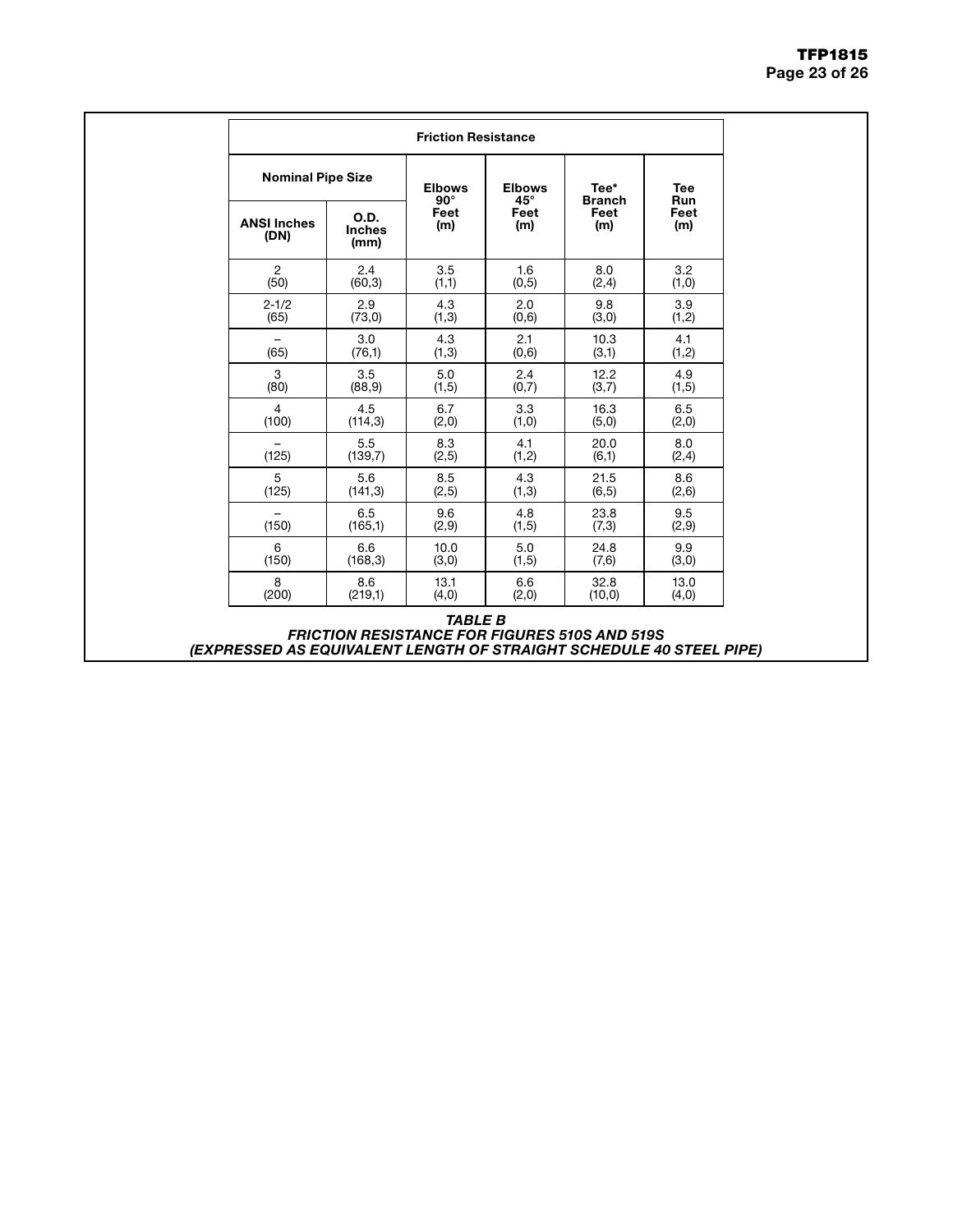| Friction Resistance | | | | | |
|---|---|---|---|---|---|
| Nominal Pipe Size | | Elbows 90° Feet (m) | Elbows 45° Feet (m) | Tee* Branch Feet (m) | Tee Run Feet (m) |
| ANSI Inches (DN) | O.D. Inches (mm) | | | | |
| 2 (50) | 2.4 (60,3) | 3.5 (1,1) | 1.6 (0,5) | 8.0 (2,4) | 3.2 (1,0) |
| 2-1/2 (65) | 2.9 (73,0) | 4.3 (1,3) | 2.0 (0,6) | 9.8 (3,0) | 3.9 (1,2) |
| – (65) | 3.0 (76,1) | 4.3 (1,3) | 2.1 (0,6) | 10.3 (3,1) | 4.1 (1,2) |
| 3 (80) | 3.5 (88,9) | 5.0 (1,5) | 2.4 (0,7) | 12.2 (3,7) | 4.9 (1,5) |
| 4 (100) | 4.5 (114,3) | 6.7 (2,0) | 3.3 (1,0) | 16.3 (5,0) | 6.5 (2,0) |
| – (125) | 5.5 (139,7) | 8.3 (2,5) | 4.1 (1,2) | 20.0 (6,1) | 8.0 (2,4) |
| 5 (125) | 5.6 (141,3) | 8.5 (2,5) | 4.3 (1,3) | 21.5 (6,5) | 8.6 (2,6) |
| – (150) | 6.5 (165,1) | 9.6 (2,9) | 4.8 (1,5) | 23.8 (7,3) | 9.5 (2,9) |
| 6 (150) | 6.6 (168,3) | 10.0 (3,0) | 5.0 (1,5) | 24.8 (7,6) | 9.9 (3,0) |
| 8 (200) | 8.6 (219,1) | 13.1 (4,0) | 6.6 (2,0) | 32.8 (10,0) | 13.0 (4,0) |

***TABLE B***
***FRICTION RESISTANCE FOR FIGURES 510S AND 519S***
***(EXPRESSED AS EQUIVALENT LENGTH OF STRAIGHT SCHEDULE 40 STEEL PIPE)***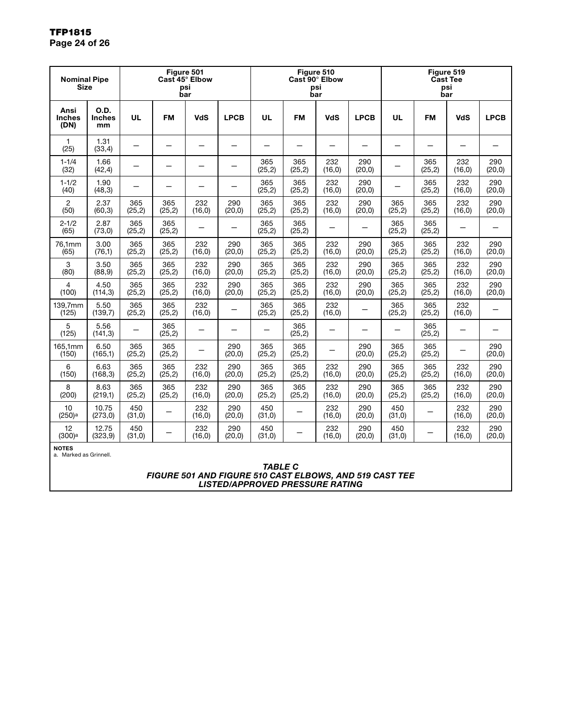| Nominal Pipe Size | | Figure 501 Cast 45° Elbow psi bar | | | | Figure 510 Cast 90° Elbow psi bar | | | | Figure 519 Cast Tee psi bar | | | |
|---|---|---|---|---|---|---|---|---|---|---|---|---|---|
| Ansi Inches (DN) | O.D. Inches mm | UL | FM | VdS | LPCB | UL | FM | VdS | LPCB | UL | FM | VdS | LPCB |
| 1 (25) | 1.31 (33,4) | — | — | — | — | — | — | — | — | — | — | — | — |
| 1-1/4 (32) | 1.66 (42,4) | — | — | — | — | 365 (25,2) | 365 (25,2) | 232 (16,0) | 290 (20,0) | — | 365 (25,2) | 232 (16,0) | 290 (20,0) |
| 1-1/2 (40) | 1.90 (48,3) | — | — | — | — | 365 (25,2) | 365 (25,2) | 232 (16,0) | 290 (20,0) | — | 365 (25,2) | 232 (16,0) | 290 (20,0) |
| 2 (50) | 2.37 (60,3) | 365 (25,2) | 365 (25,2) | 232 (16,0) | 290 (20,0) | 365 (25,2) | 365 (25,2) | 232 (16,0) | 290 (20,0) | 365 (25,2) | 365 (25,2) | 232 (16,0) | 290 (20,0) |
| 2-1/2 (65) | 2.87 (73,0) | 365 (25,2) | 365 (25,2) | — | — | 365 (25,2) | 365 (25,2) | — | — | 365 (25,2) | 365 (25,2) | — | — |
| 76,1mm (65) | 3.00 (76,1) | 365 (25,2) | 365 (25,2) | 232 (16,0) | 290 (20,0) | 365 (25,2) | 365 (25,2) | 232 (16,0) | 290 (20,0) | 365 (25,2) | 365 (25,2) | 232 (16,0) | 290 (20,0) |
| 3 (80) | 3.50 (88,9) | 365 (25,2) | 365 (25,2) | 232 (16,0) | 290 (20,0) | 365 (25,2) | 365 (25,2) | 232 (16,0) | 290 (20,0) | 365 (25,2) | 365 (25,2) | 232 (16,0) | 290 (20,0) |
| 4 (100) | 4.50 (114,3) | 365 (25,2) | 365 (25,2) | 232 (16,0) | 290 (20,0) | 365 (25,2) | 365 (25,2) | 232 (16,0) | 290 (20,0) | 365 (25,2) | 365 (25,2) | 232 (16,0) | 290 (20,0) |
| 139,7mm (125) | 5.50 (139,7) | 365 (25,2) | 365 (25,2) | 232 (16,0) | — | 365 (25,2) | 365 (25,2) | 232 (16,0) | — | 365 (25,2) | 365 (25,2) | 232 (16,0) | — |
| 5 (125) | 5.56 (141,3) | — | 365 (25,2) | — | — | — | 365 (25,2) | — | — | — | 365 (25,2) | — | — |
| 165,1mm (150) | 6.50 (165,1) | 365 (25,2) | 365 (25,2) | — | 290 (20,0) | 365 (25,2) | 365 (25,2) | — | 290 (20,0) | 365 (25,2) | 365 (25,2) | — | 290 (20,0) |
| 6 (150) | 6.63 (168,3) | 365 (25,2) | 365 (25,2) | 232 (16,0) | 290 (20,0) | 365 (25,2) | 365 (25,2) | 232 (16,0) | 290 (20,0) | 365 (25,2) | 365 (25,2) | 232 (16,0) | 290 (20,0) |
| 8 (200) | 8.63 (219,1) | 365 (25,2) | 365 (25,2) | 232 (16,0) | 290 (20,0) | 365 (25,2) | 365 (25,2) | 232 (16,0) | 290 (20,0) | 365 (25,2) | 365 (25,2) | 232 (16,0) | 290 (20,0) |
| 10 (250)[a] | 10.75 (273,0) | 450 (31,0) | — | 232 (16,0) | 290 (20,0) | 450 (31,0) | — | 232 (16,0) | 290 (20,0) | 450 (31,0) | — | 232 (16,0) | 290 (20,0) |
| 12 (300)[a] | 12.75 (323,9) | 450 (31,0) | — | 232 (16,0) | 290 (20,0) | 450 (31,0) | — | 232 (16,0) | 290 (20,0) | 450 (31,0) | — | 232 (16,0) | 290 (20,0) |

**NOTES**
a. Marked as Grinnell.

***TABLE C***
***FIGURE 501 AND FIGURE 510 CAST ELBOWS, AND 519 CAST TEE LISTED/APPROVED PRESSURE RATING***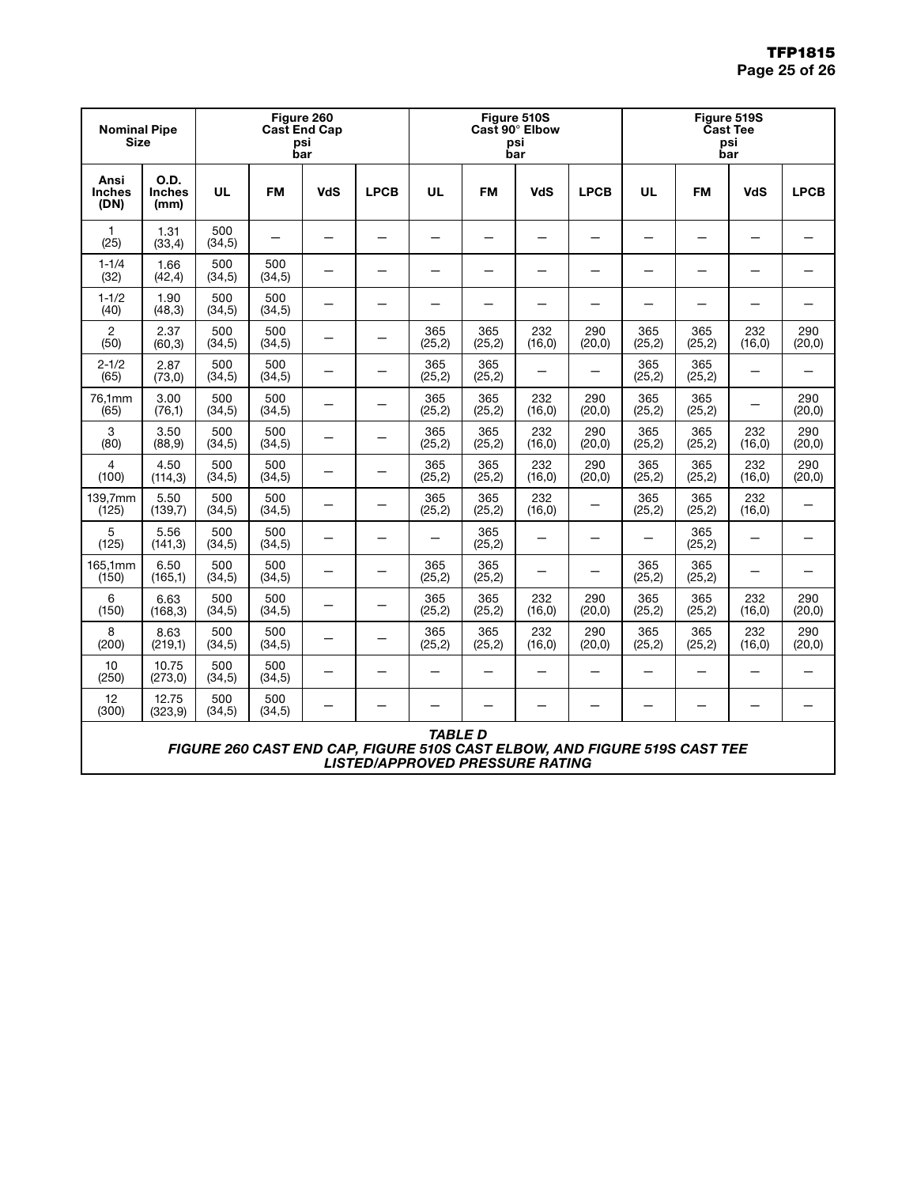| Nominal Pipe Size | | Figure 260 Cast End Cap psi bar | | | | Figure 510S Cast 90° Elbow psi bar | | | | Figure 519S Cast Tee psi bar | | | |
|---|---|---|---|---|---|---|---|---|---|---|---|---|---|
| Ansi Inches (DN) | O.D. Inches (mm) | UL | FM | VdS | LPCB | UL | FM | VdS | LPCB | UL | FM | VdS | LPCB |
| 1 (25) | 1.31 (33,4) | 500 (34,5) | — | — | — | — | — | — | — | — | — | — | — |
| 1-1/4 (32) | 1.66 (42,4) | 500 (34,5) | 500 (34,5) | — | — | — | — | — | — | — | — | — | — |
| 1-1/2 (40) | 1.90 (48,3) | 500 (34,5) | 500 (34,5) | — | — | — | — | — | — | — | — | — | — |
| 2 (50) | 2.37 (60,3) | 500 (34,5) | 500 (34,5) | — | — | 365 (25,2) | 365 (25,2) | 232 (16,0) | 290 (20,0) | 365 (25,2) | 365 (25,2) | 232 (16,0) | 290 (20,0) |
| 2-1/2 (65) | 2.87 (73,0) | 500 (34,5) | 500 (34,5) | — | — | 365 (25,2) | 365 (25,2) | — | — | 365 (25,2) | 365 (25,2) | — | — |
| 76,1mm (65) | 3.00 (76,1) | 500 (34,5) | 500 (34,5) | — | — | 365 (25,2) | 365 (25,2) | 232 (16,0) | 290 (20,0) | 365 (25,2) | 365 (25,2) | — | 290 (20,0) |
| 3 (80) | 3.50 (88,9) | 500 (34,5) | 500 (34,5) | — | — | 365 (25,2) | 365 (25,2) | 232 (16,0) | 290 (20,0) | 365 (25,2) | 365 (25,2) | 232 (16,0) | 290 (20,0) |
| 4 (100) | 4.50 (114,3) | 500 (34,5) | 500 (34,5) | — | — | 365 (25,2) | 365 (25,2) | 232 (16,0) | 290 (20,0) | 365 (25,2) | 365 (25,2) | 232 (16,0) | 290 (20,0) |
| 139,7mm (125) | 5.50 (139,7) | 500 (34,5) | 500 (34,5) | — | — | 365 (25,2) | 365 (25,2) | 232 (16,0) | — | 365 (25,2) | 365 (25,2) | 232 (16,0) | — |
| 5 (125) | 5.56 (141,3) | 500 (34,5) | 500 (34,5) | — | — | — | 365 (25,2) | — | — | — | 365 (25,2) | — | — |
| 165,1mm (150) | 6.50 (165,1) | 500 (34,5) | 500 (34,5) | — | — | 365 (25,2) | 365 (25,2) | — | — | 365 (25,2) | 365 (25,2) | — | — |
| 6 (150) | 6.63 (168,3) | 500 (34,5) | 500 (34,5) | — | — | 365 (25,2) | 365 (25,2) | 232 (16,0) | 290 (20,0) | 365 (25,2) | 365 (25,2) | 232 (16,0) | 290 (20,0) |
| 8 (200) | 8.63 (219,1) | 500 (34,5) | 500 (34,5) | — | — | 365 (25,2) | 365 (25,2) | 232 (16,0) | 290 (20,0) | 365 (25,2) | 365 (25,2) | 232 (16,0) | 290 (20,0) |
| 10 (250) | 10.75 (273,0) | 500 (34,5) | 500 (34,5) | — | — | — | — | — | — | — | — | — | — |
| 12 (300) | 12.75 (323,9) | 500 (34,5) | 500 (34,5) | — | — | — | — | — | — | — | — | — | — |

***TABLE D***
***FIGURE 260 CAST END CAP, FIGURE 510S CAST ELBOW, AND FIGURE 519S CAST TEE LISTED/APPROVED PRESSURE RATING***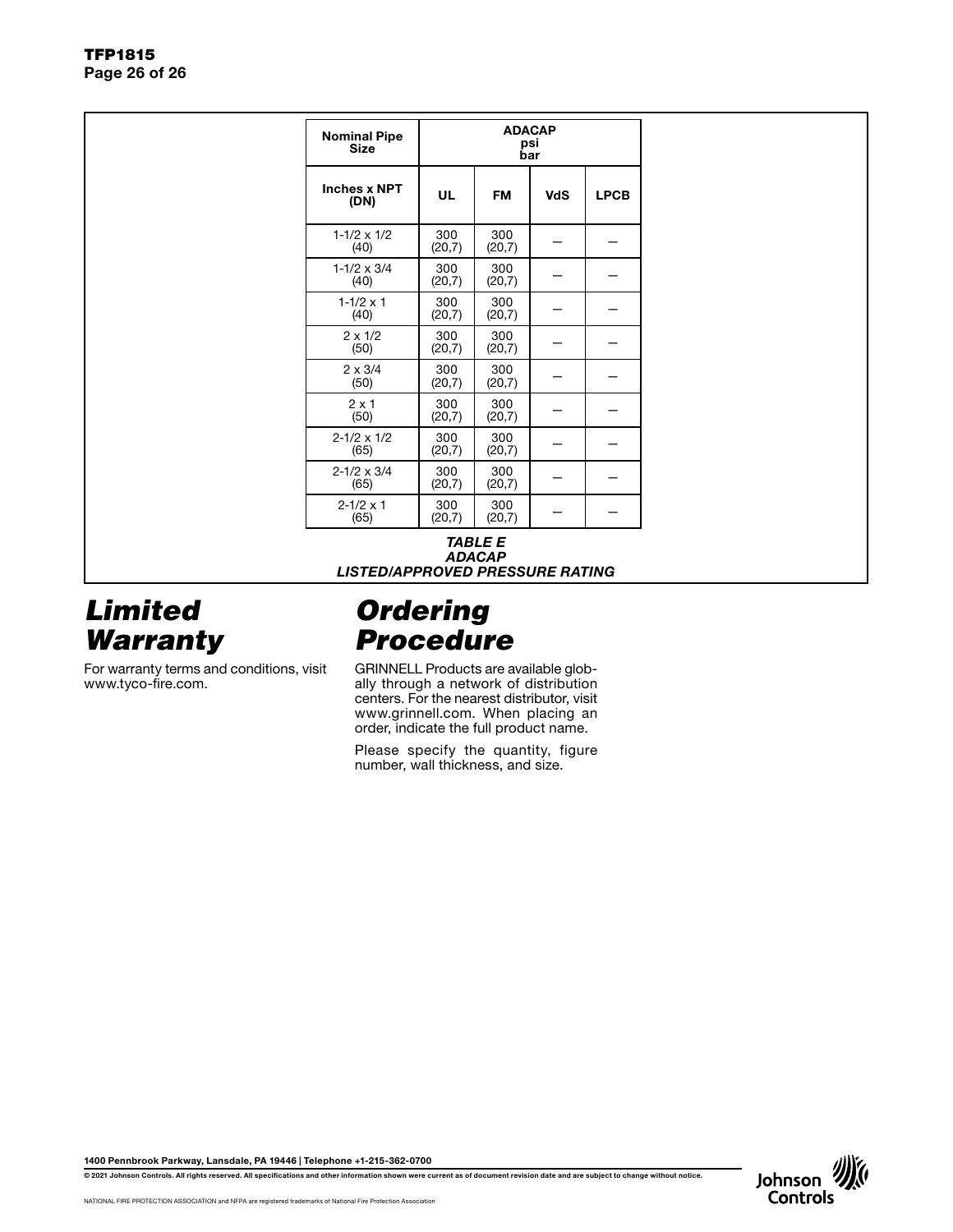| Nominal Pipe Size | ADACAP psi bar | | | |
|---|---|---|---|---|
| Inches x NPT (DN) | UL | FM | VdS | LPCB |
| 1-1/2 x 1/2 (40) | 300 (20,7) | 300 (20,7) | — | — |
| 1-1/2 x 3/4 (40) | 300 (20,7) | 300 (20,7) | — | — |
| 1-1/2 x 1 (40) | 300 (20,7) | 300 (20,7) | — | — |
| 2 x 1/2 (50) | 300 (20,7) | 300 (20,7) | — | — |
| 2 x 3/4 (50) | 300 (20,7) | 300 (20,7) | — | — |
| 2 x 1 (50) | 300 (20,7) | 300 (20,7) | — | — |
| 2-1/2 x 1/2 (65) | 300 (20,7) | 300 (20,7) | — | — |
| 2-1/2 x 3/4 (65) | 300 (20,7) | 300 (20,7) | — | — |
| 2-1/2 x 1 (65) | 300 (20,7) | 300 (20,7) | — | — |

***TABLE E***
***ADACAP***
***LISTED/APPROVED PRESSURE RATING***

# *Limited Warranty*

For warranty terms and conditions, visit www.tyco-fire.com.

# *Ordering Procedure*

GRINNELL Products are available globally through a network of distribution centers. For the nearest distributor, visit www.grinnell.com. When placing an order, indicate the full product name.

Please specify the quantity, figure number, wall thickness, and size.

1400 Pennbrook Parkway, Lansdale, PA 19446 | Telephone +1-215-362-0700

© 2021 Johnson Controls. All rights reserved. All specifications and other information shown were current as of document revision date and are subject to change without notice.

NATIONAL FIRE PROTECTION ASSOCIATION and NFPA are registered trademarks of National Fire Protection Association